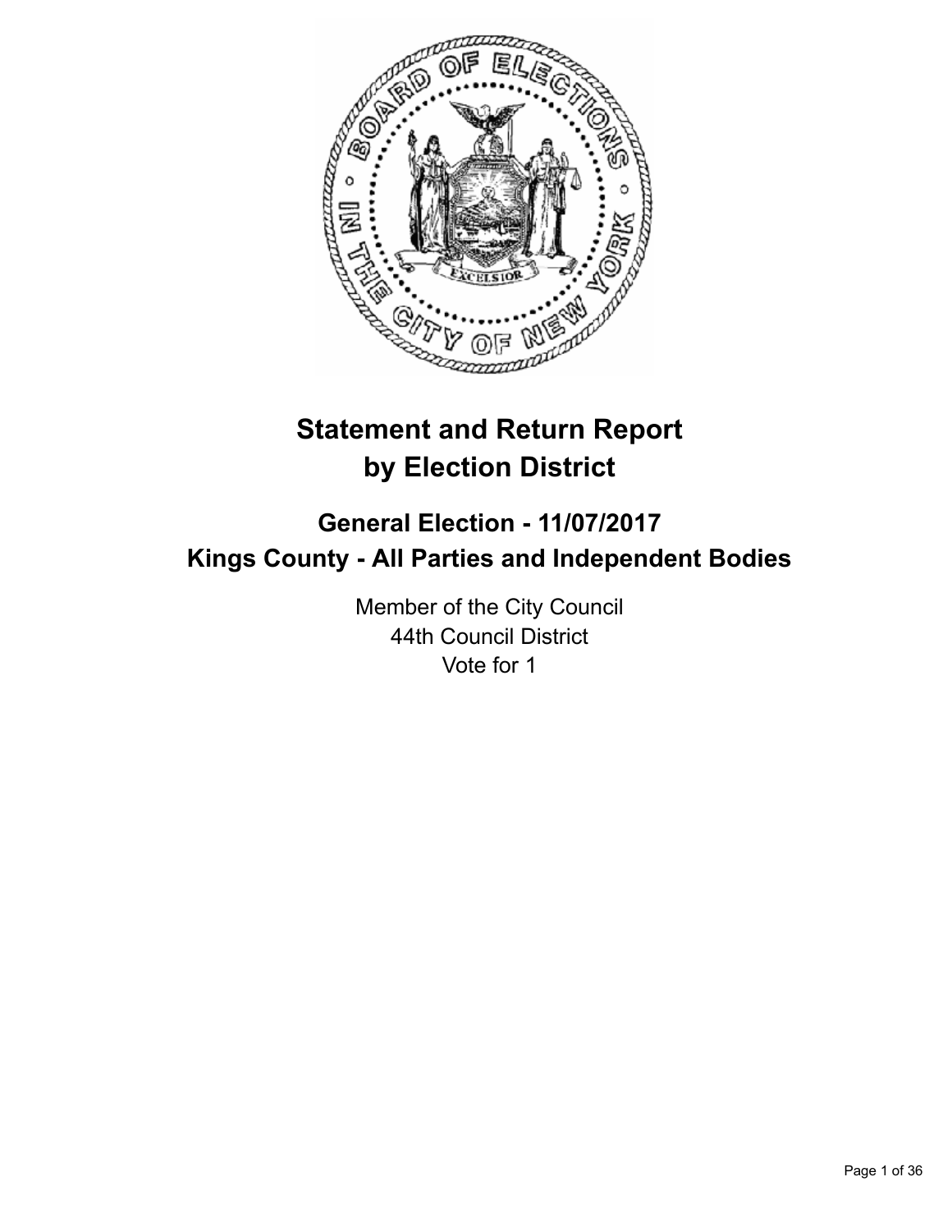# Statement and Return Report by Election District

## General Election - 11/07/2017
## Kings County - All Parties and Independent Bodies

Member of the City Council
44th Council District
Vote for 1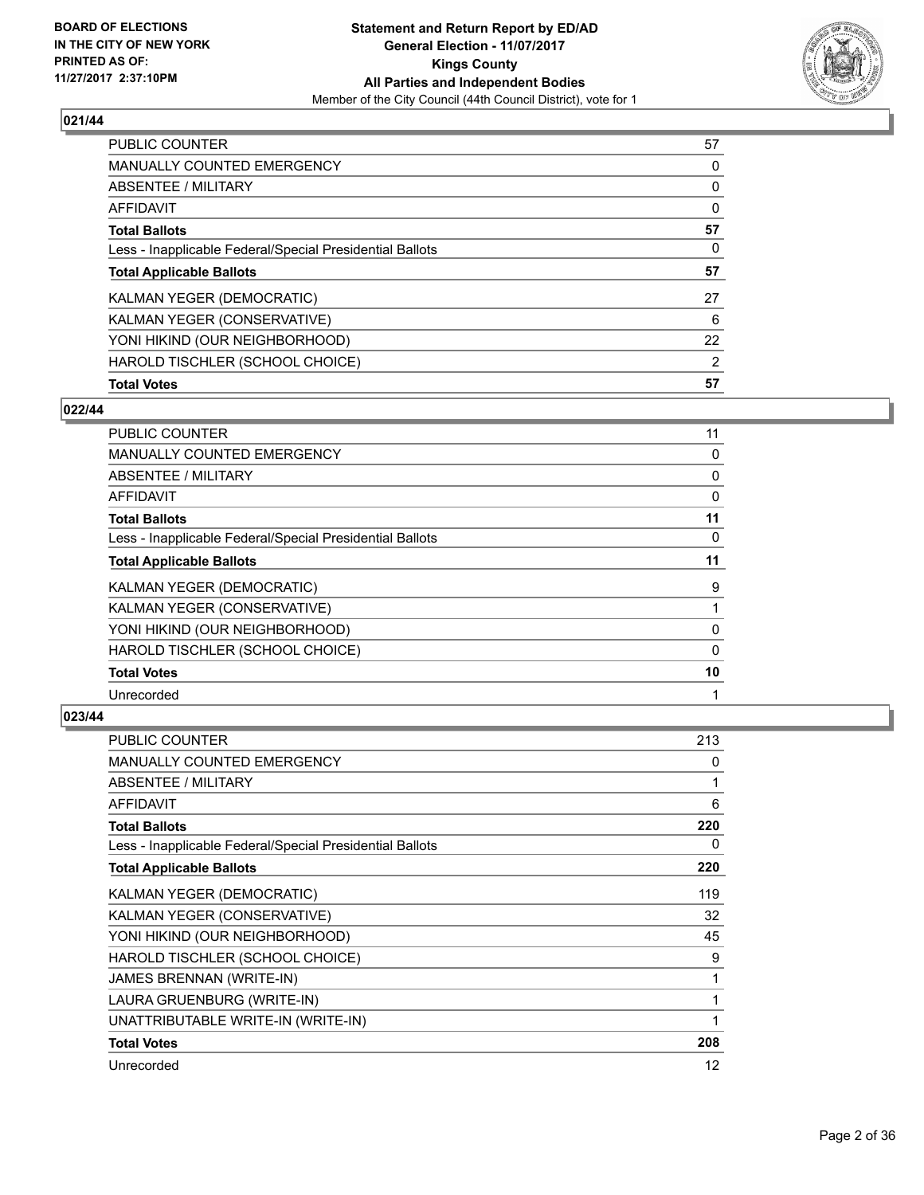**BOARD OF ELECTIONS IN THE CITY OF NEW YORK PRINTED AS OF: 11/27/2017 2:37:10PM**

**Statement and Return Report by ED/AD General Election - 11/07/2017 Kings County All Parties and Independent Bodies**
Member of the City Council (44th Council District), vote for 1

### 021/44

| | |
|---|---|
| PUBLIC COUNTER | 57 |
| MANUALLY COUNTED EMERGENCY | 0 |
| ABSENTEE / MILITARY | 0 |
| AFFIDAVIT | 0 |
| **Total Ballots** | **57** |
| Less - Inapplicable Federal/Special Presidential Ballots | 0 |
| **Total Applicable Ballots** | **57** |
| KALMAN YEGER (DEMOCRATIC) | 27 |
| KALMAN YEGER (CONSERVATIVE) | 6 |
| YONI HIKIND (OUR NEIGHBORHOOD) | 22 |
| HAROLD TISCHLER (SCHOOL CHOICE) | 2 |
| **Total Votes** | **57** |

### 022/44

| | |
|---|---|
| PUBLIC COUNTER | 11 |
| MANUALLY COUNTED EMERGENCY | 0 |
| ABSENTEE / MILITARY | 0 |
| AFFIDAVIT | 0 |
| **Total Ballots** | **11** |
| Less - Inapplicable Federal/Special Presidential Ballots | 0 |
| **Total Applicable Ballots** | **11** |
| KALMAN YEGER (DEMOCRATIC) | 9 |
| KALMAN YEGER (CONSERVATIVE) | 1 |
| YONI HIKIND (OUR NEIGHBORHOOD) | 0 |
| HAROLD TISCHLER (SCHOOL CHOICE) | 0 |
| **Total Votes** | **10** |
| Unrecorded | 1 |

### 023/44

| | |
|---|---|
| PUBLIC COUNTER | 213 |
| MANUALLY COUNTED EMERGENCY | 0 |
| ABSENTEE / MILITARY | 1 |
| AFFIDAVIT | 6 |
| **Total Ballots** | **220** |
| Less - Inapplicable Federal/Special Presidential Ballots | 0 |
| **Total Applicable Ballots** | **220** |
| KALMAN YEGER (DEMOCRATIC) | 119 |
| KALMAN YEGER (CONSERVATIVE) | 32 |
| YONI HIKIND (OUR NEIGHBORHOOD) | 45 |
| HAROLD TISCHLER (SCHOOL CHOICE) | 9 |
| JAMES BRENNAN (WRITE-IN) | 1 |
| LAURA GRUENBURG (WRITE-IN) | 1 |
| UNATTRIBUTABLE WRITE-IN (WRITE-IN) | 1 |
| **Total Votes** | **208** |
| Unrecorded | 12 |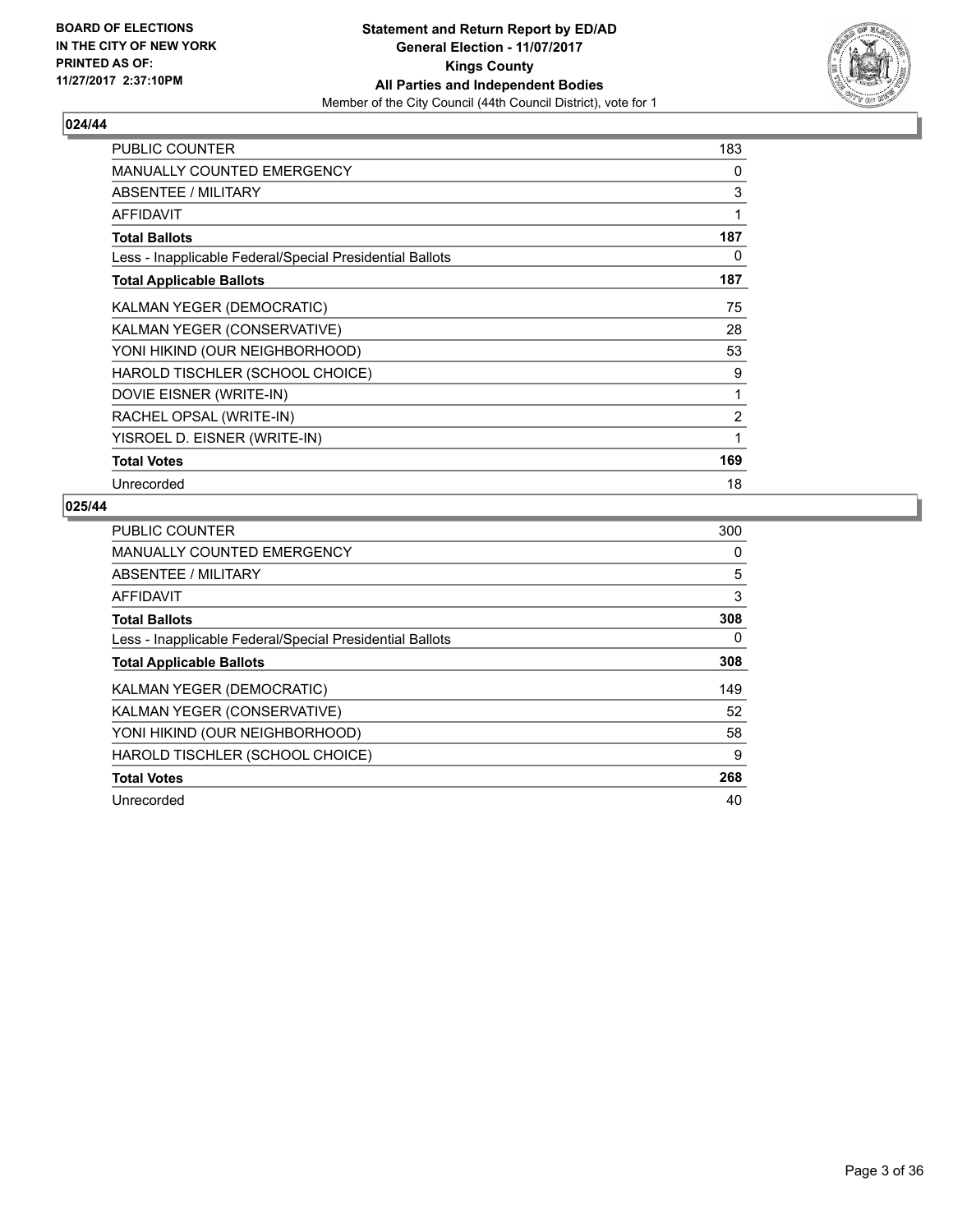**BOARD OF ELECTIONS IN THE CITY OF NEW YORK PRINTED AS OF: 11/27/2017 2:37:10PM**

**Statement and Return Report by ED/AD**
**General Election - 11/07/2017**
**Kings County**
**All Parties and Independent Bodies**
Member of the City Council (44th Council District), vote for 1

## 024/44

| | |
|---|---|
| PUBLIC COUNTER | 183 |
| MANUALLY COUNTED EMERGENCY | 0 |
| ABSENTEE / MILITARY | 3 |
| AFFIDAVIT | 1 |
| **Total Ballots** | **187** |
| Less - Inapplicable Federal/Special Presidential Ballots | 0 |
| **Total Applicable Ballots** | **187** |
| KALMAN YEGER (DEMOCRATIC) | 75 |
| KALMAN YEGER (CONSERVATIVE) | 28 |
| YONI HIKIND (OUR NEIGHBORHOOD) | 53 |
| HAROLD TISCHLER (SCHOOL CHOICE) | 9 |
| DOVIE EISNER (WRITE-IN) | 1 |
| RACHEL OPSAL (WRITE-IN) | 2 |
| YISROEL D. EISNER (WRITE-IN) | 1 |
| **Total Votes** | **169** |
| Unrecorded | 18 |

## 025/44

| | |
|---|---|
| PUBLIC COUNTER | 300 |
| MANUALLY COUNTED EMERGENCY | 0 |
| ABSENTEE / MILITARY | 5 |
| AFFIDAVIT | 3 |
| **Total Ballots** | **308** |
| Less - Inapplicable Federal/Special Presidential Ballots | 0 |
| **Total Applicable Ballots** | **308** |
| KALMAN YEGER (DEMOCRATIC) | 149 |
| KALMAN YEGER (CONSERVATIVE) | 52 |
| YONI HIKIND (OUR NEIGHBORHOOD) | 58 |
| HAROLD TISCHLER (SCHOOL CHOICE) | 9 |
| **Total Votes** | **268** |
| Unrecorded | 40 |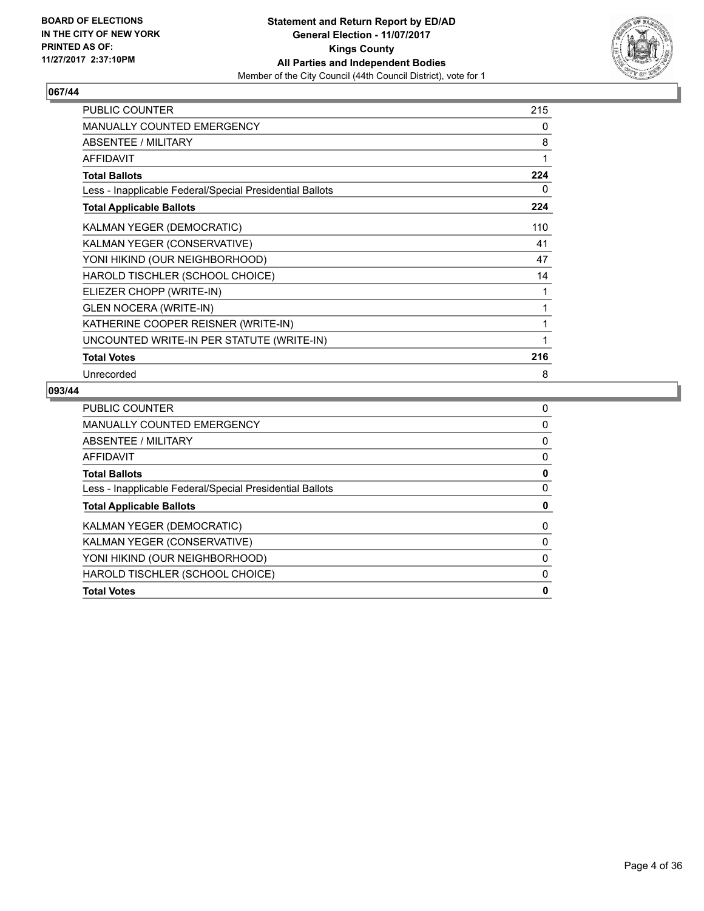**BOARD OF ELECTIONS IN THE CITY OF NEW YORK PRINTED AS OF: 11/27/2017 2:37:10PM**

**Statement and Return Report by ED/AD**
**General Election - 11/07/2017**
**Kings County**
**All Parties and Independent Bodies**
Member of the City Council (44th Council District), vote for 1

## 067/44

| | |
|---|---|
| PUBLIC COUNTER | 215 |
| MANUALLY COUNTED EMERGENCY | 0 |
| ABSENTEE / MILITARY | 8 |
| AFFIDAVIT | 1 |
| **Total Ballots** | **224** |
| Less - Inapplicable Federal/Special Presidential Ballots | 0 |
| **Total Applicable Ballots** | **224** |
| KALMAN YEGER (DEMOCRATIC) | 110 |
| KALMAN YEGER (CONSERVATIVE) | 41 |
| YONI HIKIND (OUR NEIGHBORHOOD) | 47 |
| HAROLD TISCHLER (SCHOOL CHOICE) | 14 |
| ELIEZER CHOPP (WRITE-IN) | 1 |
| GLEN NOCERA (WRITE-IN) | 1 |
| KATHERINE COOPER REISNER (WRITE-IN) | 1 |
| UNCOUNTED WRITE-IN PER STATUTE (WRITE-IN) | 1 |
| **Total Votes** | **216** |
| Unrecorded | 8 |

## 093/44

| | |
|---|---|
| PUBLIC COUNTER | 0 |
| MANUALLY COUNTED EMERGENCY | 0 |
| ABSENTEE / MILITARY | 0 |
| AFFIDAVIT | 0 |
| **Total Ballots** | **0** |
| Less - Inapplicable Federal/Special Presidential Ballots | 0 |
| **Total Applicable Ballots** | **0** |
| KALMAN YEGER (DEMOCRATIC) | 0 |
| KALMAN YEGER (CONSERVATIVE) | 0 |
| YONI HIKIND (OUR NEIGHBORHOOD) | 0 |
| HAROLD TISCHLER (SCHOOL CHOICE) | 0 |
| **Total Votes** | **0** |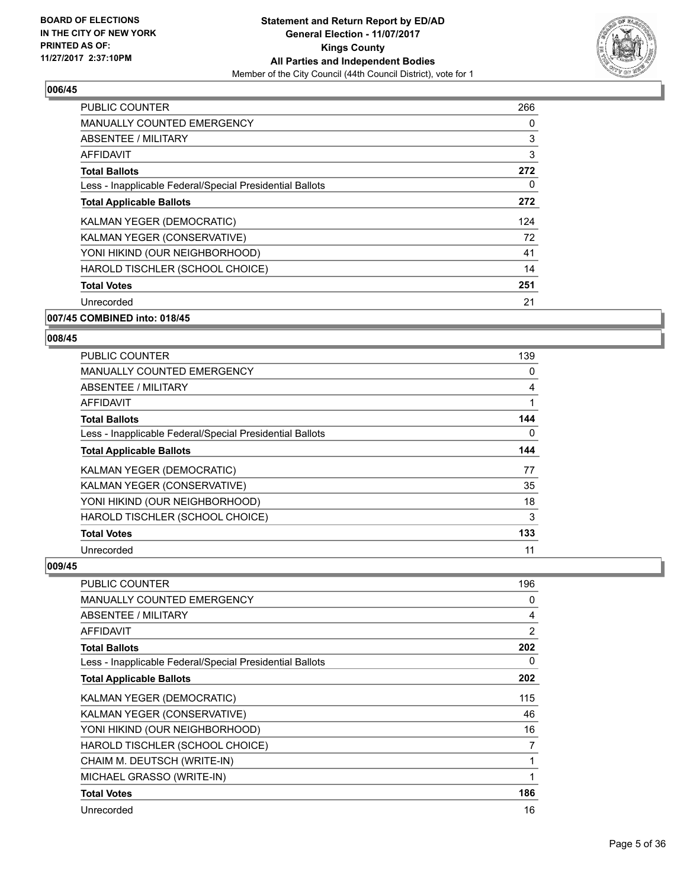## 006/45

| | |
|---|---|
| PUBLIC COUNTER | 266 |
| MANUALLY COUNTED EMERGENCY | 0 |
| ABSENTEE / MILITARY | 3 |
| AFFIDAVIT | 3 |
| **Total Ballots** | **272** |
| Less - Inapplicable Federal/Special Presidential Ballots | 0 |
| **Total Applicable Ballots** | **272** |
| KALMAN YEGER (DEMOCRATIC) | 124 |
| KALMAN YEGER (CONSERVATIVE) | 72 |
| YONI HIKIND (OUR NEIGHBORHOOD) | 41 |
| HAROLD TISCHLER (SCHOOL CHOICE) | 14 |
| **Total Votes** | **251** |
| Unrecorded | 21 |

## 007/45 COMBINED into: 018/45

## 008/45

| | |
|---|---|
| PUBLIC COUNTER | 139 |
| MANUALLY COUNTED EMERGENCY | 0 |
| ABSENTEE / MILITARY | 4 |
| AFFIDAVIT | 1 |
| **Total Ballots** | **144** |
| Less - Inapplicable Federal/Special Presidential Ballots | 0 |
| **Total Applicable Ballots** | **144** |
| KALMAN YEGER (DEMOCRATIC) | 77 |
| KALMAN YEGER (CONSERVATIVE) | 35 |
| YONI HIKIND (OUR NEIGHBORHOOD) | 18 |
| HAROLD TISCHLER (SCHOOL CHOICE) | 3 |
| **Total Votes** | **133** |
| Unrecorded | 11 |

## 009/45

| | |
|---|---|
| PUBLIC COUNTER | 196 |
| MANUALLY COUNTED EMERGENCY | 0 |
| ABSENTEE / MILITARY | 4 |
| AFFIDAVIT | 2 |
| **Total Ballots** | **202** |
| Less - Inapplicable Federal/Special Presidential Ballots | 0 |
| **Total Applicable Ballots** | **202** |
| KALMAN YEGER (DEMOCRATIC) | 115 |
| KALMAN YEGER (CONSERVATIVE) | 46 |
| YONI HIKIND (OUR NEIGHBORHOOD) | 16 |
| HAROLD TISCHLER (SCHOOL CHOICE) | 7 |
| CHAIM M. DEUTSCH (WRITE-IN) | 1 |
| MICHAEL GRASSO (WRITE-IN) | 1 |
| **Total Votes** | **186** |
| Unrecorded | 16 |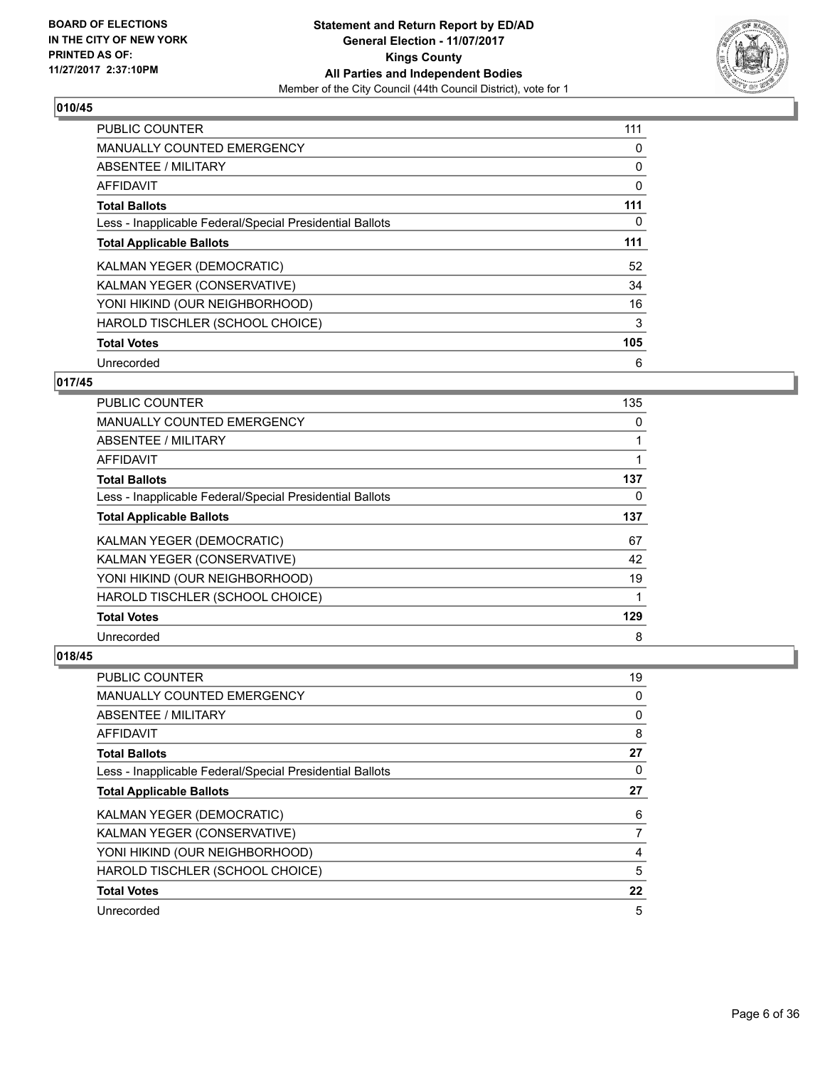**BOARD OF ELECTIONS IN THE CITY OF NEW YORK PRINTED AS OF: 11/27/2017 2:37:10PM**

**Statement and Return Report by ED/AD**
**General Election - 11/07/2017**
**Kings County**
**All Parties and Independent Bodies**
Member of the City Council (44th Council District), vote for 1

### 010/45

| | |
|---|---|
| PUBLIC COUNTER | 111 |
| MANUALLY COUNTED EMERGENCY | 0 |
| ABSENTEE / MILITARY | 0 |
| AFFIDAVIT | 0 |
| **Total Ballots** | **111** |
| Less - Inapplicable Federal/Special Presidential Ballots | 0 |
| **Total Applicable Ballots** | **111** |
| KALMAN YEGER (DEMOCRATIC) | 52 |
| KALMAN YEGER (CONSERVATIVE) | 34 |
| YONI HIKIND (OUR NEIGHBORHOOD) | 16 |
| HAROLD TISCHLER (SCHOOL CHOICE) | 3 |
| **Total Votes** | **105** |
| Unrecorded | 6 |

### 017/45

| | |
|---|---|
| PUBLIC COUNTER | 135 |
| MANUALLY COUNTED EMERGENCY | 0 |
| ABSENTEE / MILITARY | 1 |
| AFFIDAVIT | 1 |
| **Total Ballots** | **137** |
| Less - Inapplicable Federal/Special Presidential Ballots | 0 |
| **Total Applicable Ballots** | **137** |
| KALMAN YEGER (DEMOCRATIC) | 67 |
| KALMAN YEGER (CONSERVATIVE) | 42 |
| YONI HIKIND (OUR NEIGHBORHOOD) | 19 |
| HAROLD TISCHLER (SCHOOL CHOICE) | 1 |
| **Total Votes** | **129** |
| Unrecorded | 8 |

### 018/45

| | |
|---|---|
| PUBLIC COUNTER | 19 |
| MANUALLY COUNTED EMERGENCY | 0 |
| ABSENTEE / MILITARY | 0 |
| AFFIDAVIT | 8 |
| **Total Ballots** | **27** |
| Less - Inapplicable Federal/Special Presidential Ballots | 0 |
| **Total Applicable Ballots** | **27** |
| KALMAN YEGER (DEMOCRATIC) | 6 |
| KALMAN YEGER (CONSERVATIVE) | 7 |
| YONI HIKIND (OUR NEIGHBORHOOD) | 4 |
| HAROLD TISCHLER (SCHOOL CHOICE) | 5 |
| **Total Votes** | **22** |
| Unrecorded | 5 |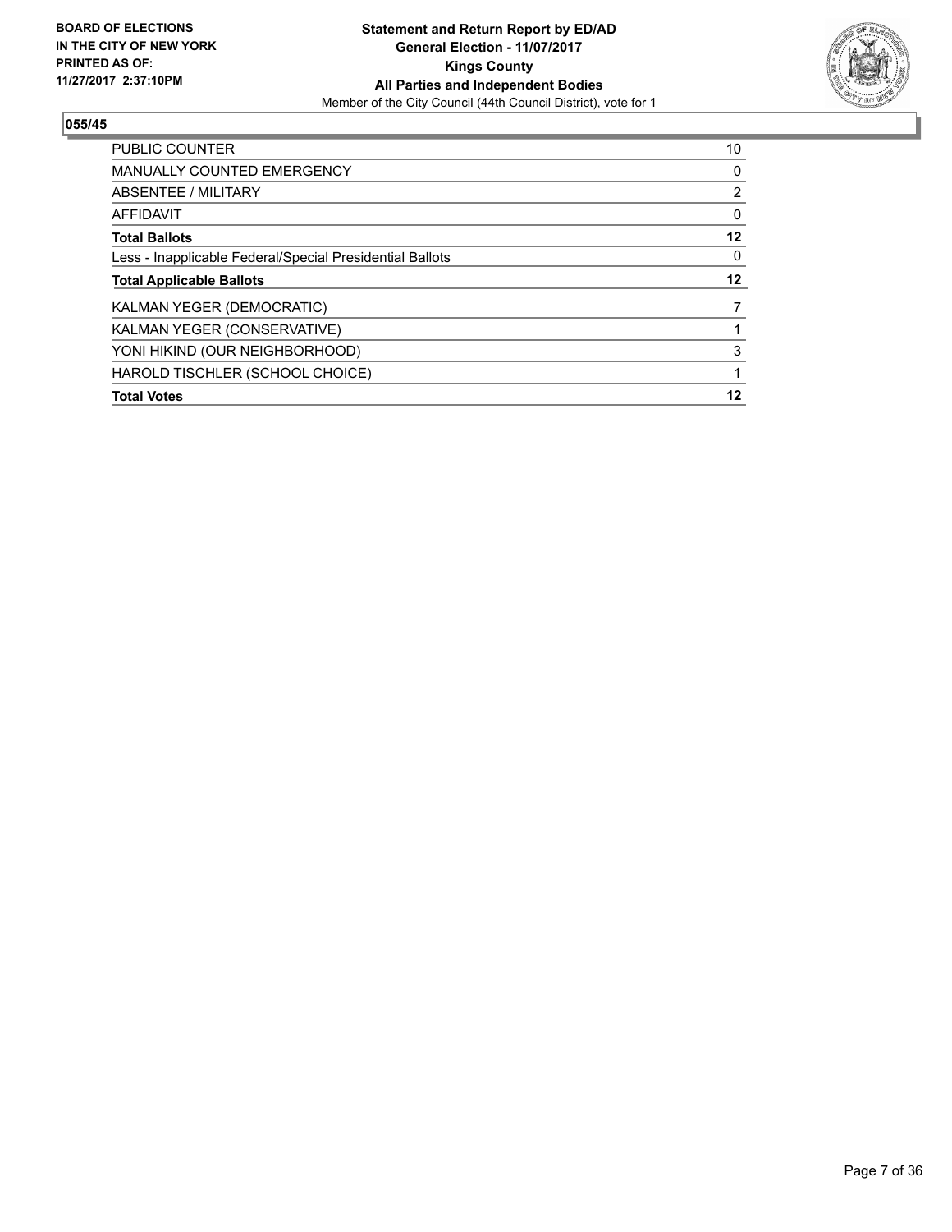**BOARD OF ELECTIONS IN THE CITY OF NEW YORK PRINTED AS OF: 11/27/2017 2:37:10PM**

**Statement and Return Report by ED/AD**
**General Election - 11/07/2017**
**Kings County**
**All Parties and Independent Bodies**
Member of the City Council (44th Council District), vote for 1

## 055/45

| | |
|---|---|
| PUBLIC COUNTER | 10 |
| MANUALLY COUNTED EMERGENCY | 0 |
| ABSENTEE / MILITARY | 2 |
| AFFIDAVIT | 0 |
| **Total Ballots** | **12** |
| Less - Inapplicable Federal/Special Presidential Ballots | 0 |
| **Total Applicable Ballots** | **12** |
| KALMAN YEGER (DEMOCRATIC) | 7 |
| KALMAN YEGER (CONSERVATIVE) | 1 |
| YONI HIKIND (OUR NEIGHBORHOOD) | 3 |
| HAROLD TISCHLER (SCHOOL CHOICE) | 1 |
| **Total Votes** | **12** |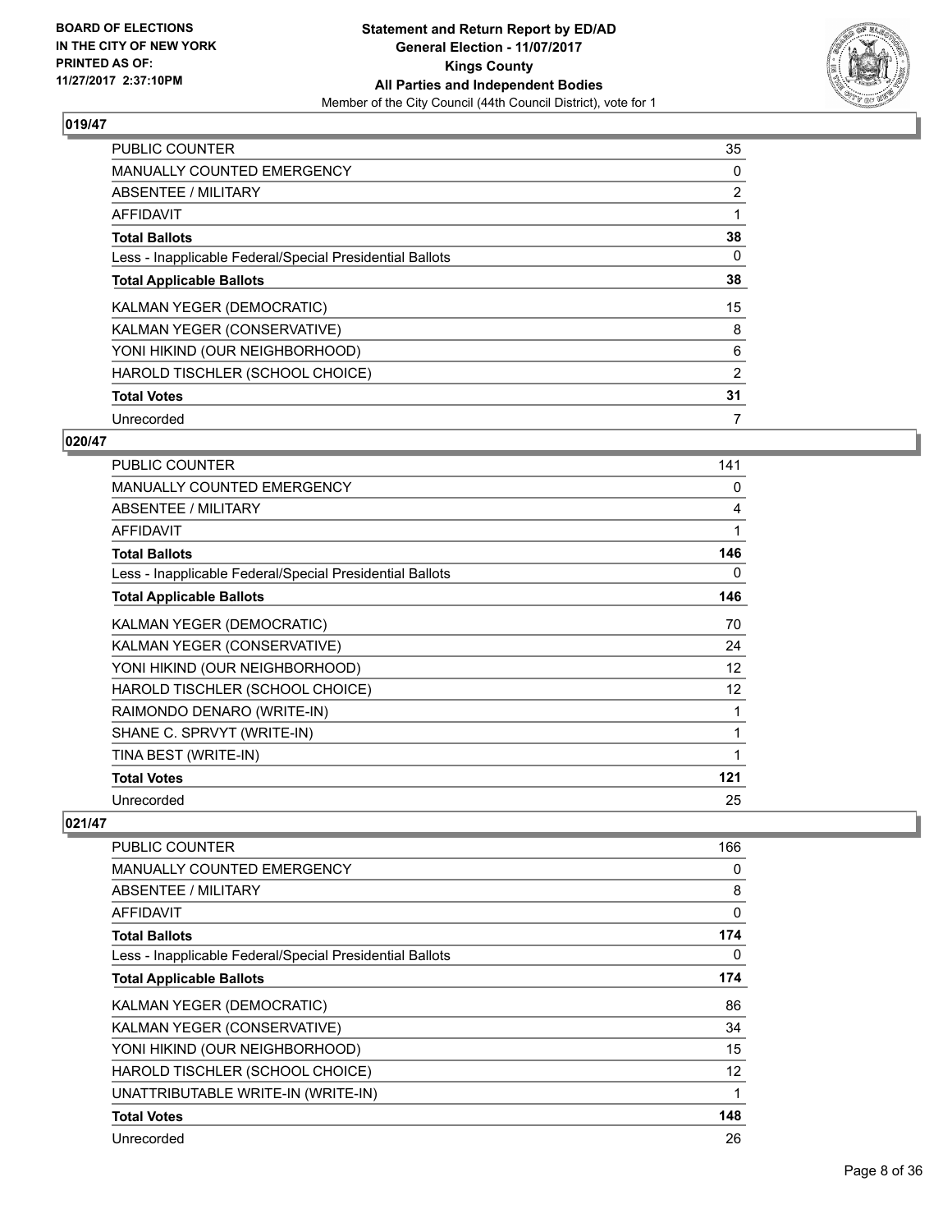**BOARD OF ELECTIONS IN THE CITY OF NEW YORK PRINTED AS OF: 11/27/2017 2:37:10PM**

**Statement and Return Report by ED/AD General Election - 11/07/2017 Kings County All Parties and Independent Bodies**

Member of the City Council (44th Council District), vote for 1

### 019/47

| | |
|---|---|
| PUBLIC COUNTER | 35 |
| MANUALLY COUNTED EMERGENCY | 0 |
| ABSENTEE / MILITARY | 2 |
| AFFIDAVIT | 1 |
| **Total Ballots** | **38** |
| Less - Inapplicable Federal/Special Presidential Ballots | 0 |
| **Total Applicable Ballots** | **38** |
| KALMAN YEGER (DEMOCRATIC) | 15 |
| KALMAN YEGER (CONSERVATIVE) | 8 |
| YONI HIKIND (OUR NEIGHBORHOOD) | 6 |
| HAROLD TISCHLER (SCHOOL CHOICE) | 2 |
| **Total Votes** | **31** |
| Unrecorded | 7 |

### 020/47

| | |
|---|---|
| PUBLIC COUNTER | 141 |
| MANUALLY COUNTED EMERGENCY | 0 |
| ABSENTEE / MILITARY | 4 |
| AFFIDAVIT | 1 |
| **Total Ballots** | **146** |
| Less - Inapplicable Federal/Special Presidential Ballots | 0 |
| **Total Applicable Ballots** | **146** |
| KALMAN YEGER (DEMOCRATIC) | 70 |
| KALMAN YEGER (CONSERVATIVE) | 24 |
| YONI HIKIND (OUR NEIGHBORHOOD) | 12 |
| HAROLD TISCHLER (SCHOOL CHOICE) | 12 |
| RAIMONDO DENARO (WRITE-IN) | 1 |
| SHANE C. SPRVYT (WRITE-IN) | 1 |
| TINA BEST (WRITE-IN) | 1 |
| **Total Votes** | **121** |
| Unrecorded | 25 |

### 021/47

| | |
|---|---|
| PUBLIC COUNTER | 166 |
| MANUALLY COUNTED EMERGENCY | 0 |
| ABSENTEE / MILITARY | 8 |
| AFFIDAVIT | 0 |
| **Total Ballots** | **174** |
| Less - Inapplicable Federal/Special Presidential Ballots | 0 |
| **Total Applicable Ballots** | **174** |
| KALMAN YEGER (DEMOCRATIC) | 86 |
| KALMAN YEGER (CONSERVATIVE) | 34 |
| YONI HIKIND (OUR NEIGHBORHOOD) | 15 |
| HAROLD TISCHLER (SCHOOL CHOICE) | 12 |
| UNATTRIBUTABLE WRITE-IN (WRITE-IN) | 1 |
| **Total Votes** | **148** |
| Unrecorded | 26 |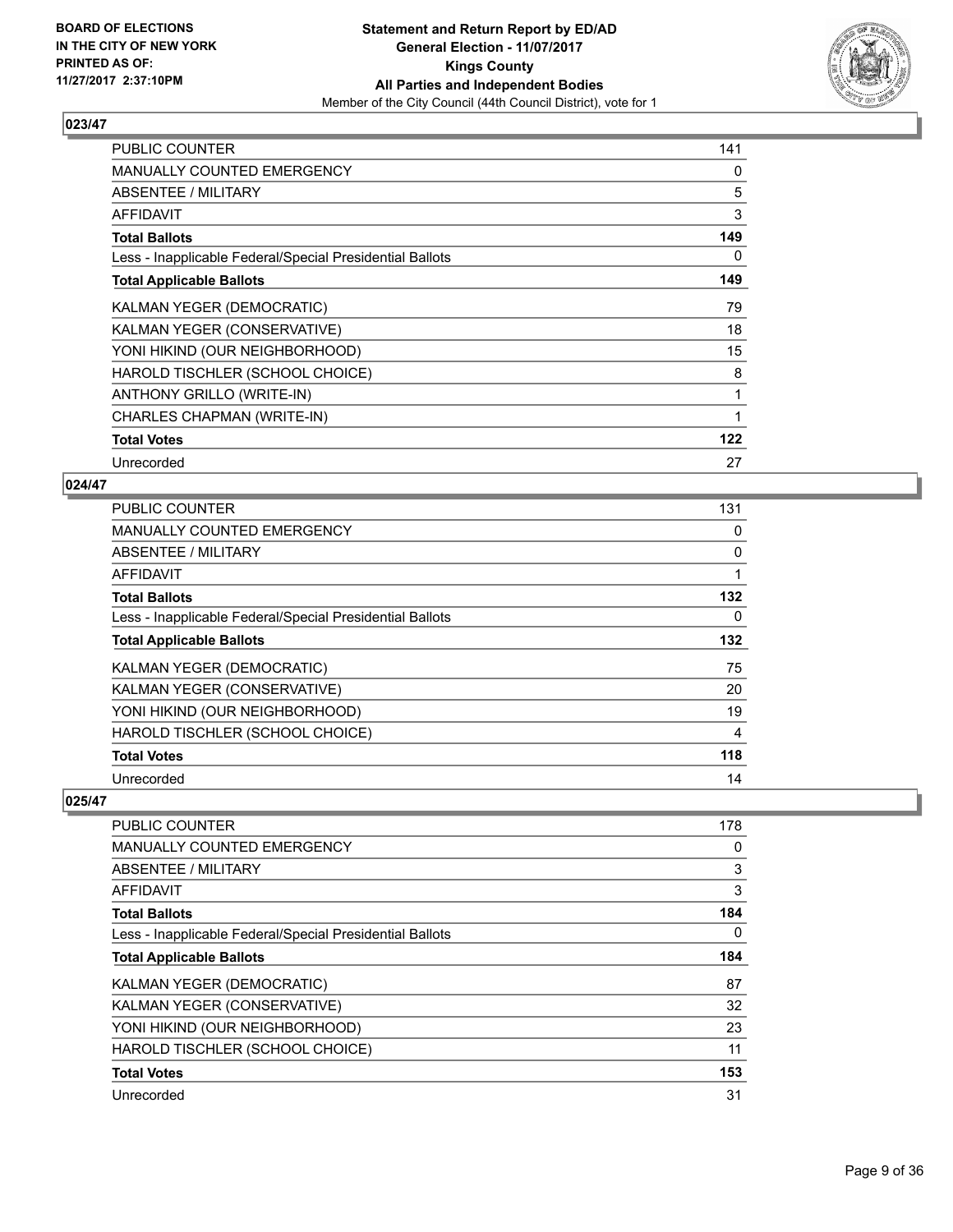**BOARD OF ELECTIONS IN THE CITY OF NEW YORK PRINTED AS OF: 11/27/2017 2:37:10PM**

**Statement and Return Report by ED/AD General Election - 11/07/2017 Kings County All Parties and Independent Bodies**

Member of the City Council (44th Council District), vote for 1

### 023/47

| | |
|---|---|
| PUBLIC COUNTER | 141 |
| MANUALLY COUNTED EMERGENCY | 0 |
| ABSENTEE / MILITARY | 5 |
| AFFIDAVIT | 3 |
| **Total Ballots** | **149** |
| Less - Inapplicable Federal/Special Presidential Ballots | 0 |
| **Total Applicable Ballots** | **149** |
| KALMAN YEGER (DEMOCRATIC) | 79 |
| KALMAN YEGER (CONSERVATIVE) | 18 |
| YONI HIKIND (OUR NEIGHBORHOOD) | 15 |
| HAROLD TISCHLER (SCHOOL CHOICE) | 8 |
| ANTHONY GRILLO (WRITE-IN) | 1 |
| CHARLES CHAPMAN (WRITE-IN) | 1 |
| **Total Votes** | **122** |
| Unrecorded | 27 |

### 024/47

| | |
|---|---|
| PUBLIC COUNTER | 131 |
| MANUALLY COUNTED EMERGENCY | 0 |
| ABSENTEE / MILITARY | 0 |
| AFFIDAVIT | 1 |
| **Total Ballots** | **132** |
| Less - Inapplicable Federal/Special Presidential Ballots | 0 |
| **Total Applicable Ballots** | **132** |
| KALMAN YEGER (DEMOCRATIC) | 75 |
| KALMAN YEGER (CONSERVATIVE) | 20 |
| YONI HIKIND (OUR NEIGHBORHOOD) | 19 |
| HAROLD TISCHLER (SCHOOL CHOICE) | 4 |
| **Total Votes** | **118** |
| Unrecorded | 14 |

### 025/47

| | |
|---|---|
| PUBLIC COUNTER | 178 |
| MANUALLY COUNTED EMERGENCY | 0 |
| ABSENTEE / MILITARY | 3 |
| AFFIDAVIT | 3 |
| **Total Ballots** | **184** |
| Less - Inapplicable Federal/Special Presidential Ballots | 0 |
| **Total Applicable Ballots** | **184** |
| KALMAN YEGER (DEMOCRATIC) | 87 |
| KALMAN YEGER (CONSERVATIVE) | 32 |
| YONI HIKIND (OUR NEIGHBORHOOD) | 23 |
| HAROLD TISCHLER (SCHOOL CHOICE) | 11 |
| **Total Votes** | **153** |
| Unrecorded | 31 |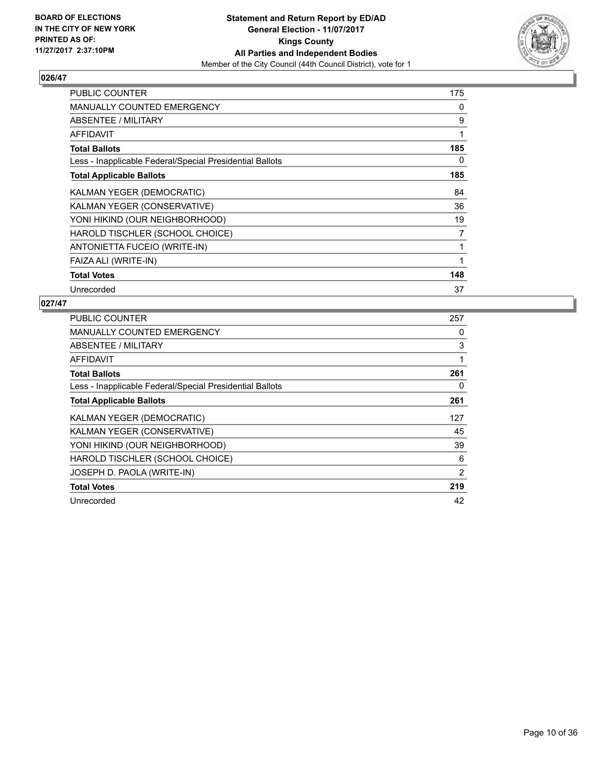BOARD OF ELECTIONS
IN THE CITY OF NEW YORK
PRINTED AS OF:
11/27/2017 2:37:10PM

**Statement and Return Report by ED/AD**
**General Election - 11/07/2017**
**Kings County**
**All Parties and Independent Bodies**
Member of the City Council (44th Council District), vote for 1

## 026/47

| | |
|---|---|
| PUBLIC COUNTER | 175 |
| MANUALLY COUNTED EMERGENCY | 0 |
| ABSENTEE / MILITARY | 9 |
| AFFIDAVIT | 1 |
| **Total Ballots** | **185** |
| Less - Inapplicable Federal/Special Presidential Ballots | 0 |
| **Total Applicable Ballots** | **185** |
| KALMAN YEGER (DEMOCRATIC) | 84 |
| KALMAN YEGER (CONSERVATIVE) | 36 |
| YONI HIKIND (OUR NEIGHBORHOOD) | 19 |
| HAROLD TISCHLER (SCHOOL CHOICE) | 7 |
| ANTONIETTA FUCEIO (WRITE-IN) | 1 |
| FAIZA ALI (WRITE-IN) | 1 |
| **Total Votes** | **148** |
| Unrecorded | 37 |

## 027/47

| | |
|---|---|
| PUBLIC COUNTER | 257 |
| MANUALLY COUNTED EMERGENCY | 0 |
| ABSENTEE / MILITARY | 3 |
| AFFIDAVIT | 1 |
| **Total Ballots** | **261** |
| Less - Inapplicable Federal/Special Presidential Ballots | 0 |
| **Total Applicable Ballots** | **261** |
| KALMAN YEGER (DEMOCRATIC) | 127 |
| KALMAN YEGER (CONSERVATIVE) | 45 |
| YONI HIKIND (OUR NEIGHBORHOOD) | 39 |
| HAROLD TISCHLER (SCHOOL CHOICE) | 6 |
| JOSEPH D. PAOLA (WRITE-IN) | 2 |
| **Total Votes** | **219** |
| Unrecorded | 42 |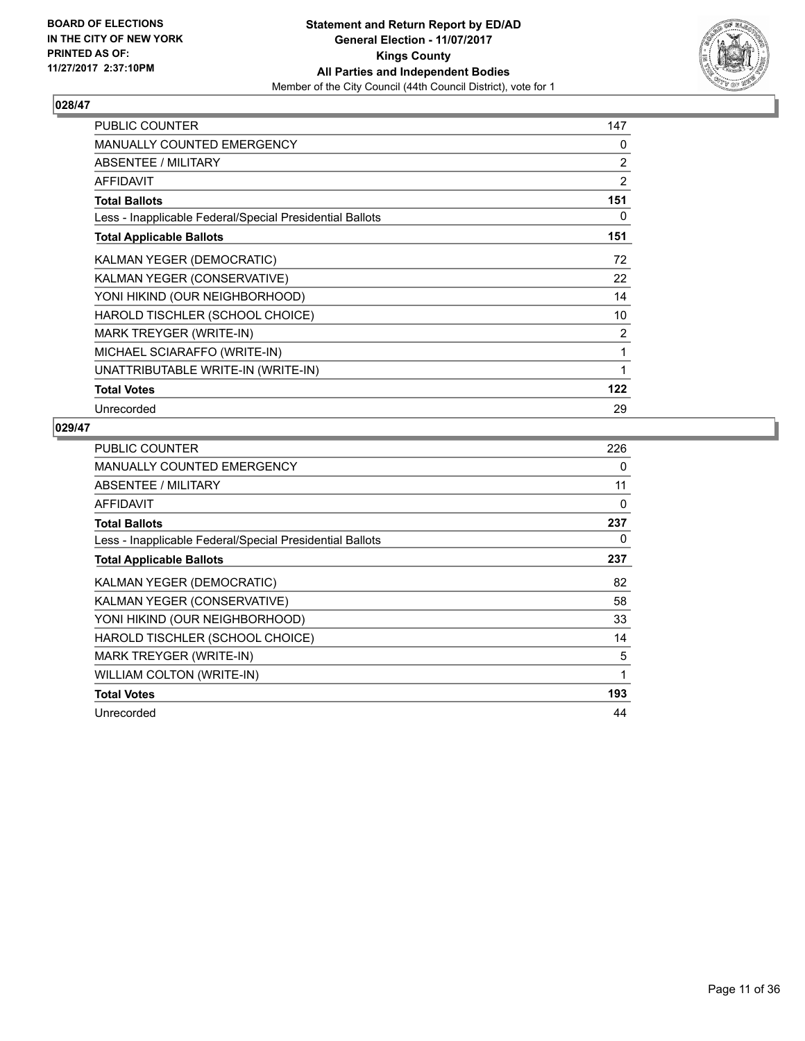**BOARD OF ELECTIONS IN THE CITY OF NEW YORK PRINTED AS OF: 11/27/2017 2:37:10PM**

**Statement and Return Report by ED/AD**
**General Election - 11/07/2017**
**Kings County**
**All Parties and Independent Bodies**
Member of the City Council (44th Council District), vote for 1

### 028/47

| | |
|---|---|
| PUBLIC COUNTER | 147 |
| MANUALLY COUNTED EMERGENCY | 0 |
| ABSENTEE / MILITARY | 2 |
| AFFIDAVIT | 2 |
| **Total Ballots** | **151** |
| Less - Inapplicable Federal/Special Presidential Ballots | 0 |
| **Total Applicable Ballots** | **151** |
| KALMAN YEGER (DEMOCRATIC) | 72 |
| KALMAN YEGER (CONSERVATIVE) | 22 |
| YONI HIKIND (OUR NEIGHBORHOOD) | 14 |
| HAROLD TISCHLER (SCHOOL CHOICE) | 10 |
| MARK TREYGER (WRITE-IN) | 2 |
| MICHAEL SCIARAFFO (WRITE-IN) | 1 |
| UNATTRIBUTABLE WRITE-IN (WRITE-IN) | 1 |
| **Total Votes** | **122** |
| Unrecorded | 29 |

### 029/47

| | |
|---|---|
| PUBLIC COUNTER | 226 |
| MANUALLY COUNTED EMERGENCY | 0 |
| ABSENTEE / MILITARY | 11 |
| AFFIDAVIT | 0 |
| **Total Ballots** | **237** |
| Less - Inapplicable Federal/Special Presidential Ballots | 0 |
| **Total Applicable Ballots** | **237** |
| KALMAN YEGER (DEMOCRATIC) | 82 |
| KALMAN YEGER (CONSERVATIVE) | 58 |
| YONI HIKIND (OUR NEIGHBORHOOD) | 33 |
| HAROLD TISCHLER (SCHOOL CHOICE) | 14 |
| MARK TREYGER (WRITE-IN) | 5 |
| WILLIAM COLTON (WRITE-IN) | 1 |
| **Total Votes** | **193** |
| Unrecorded | 44 |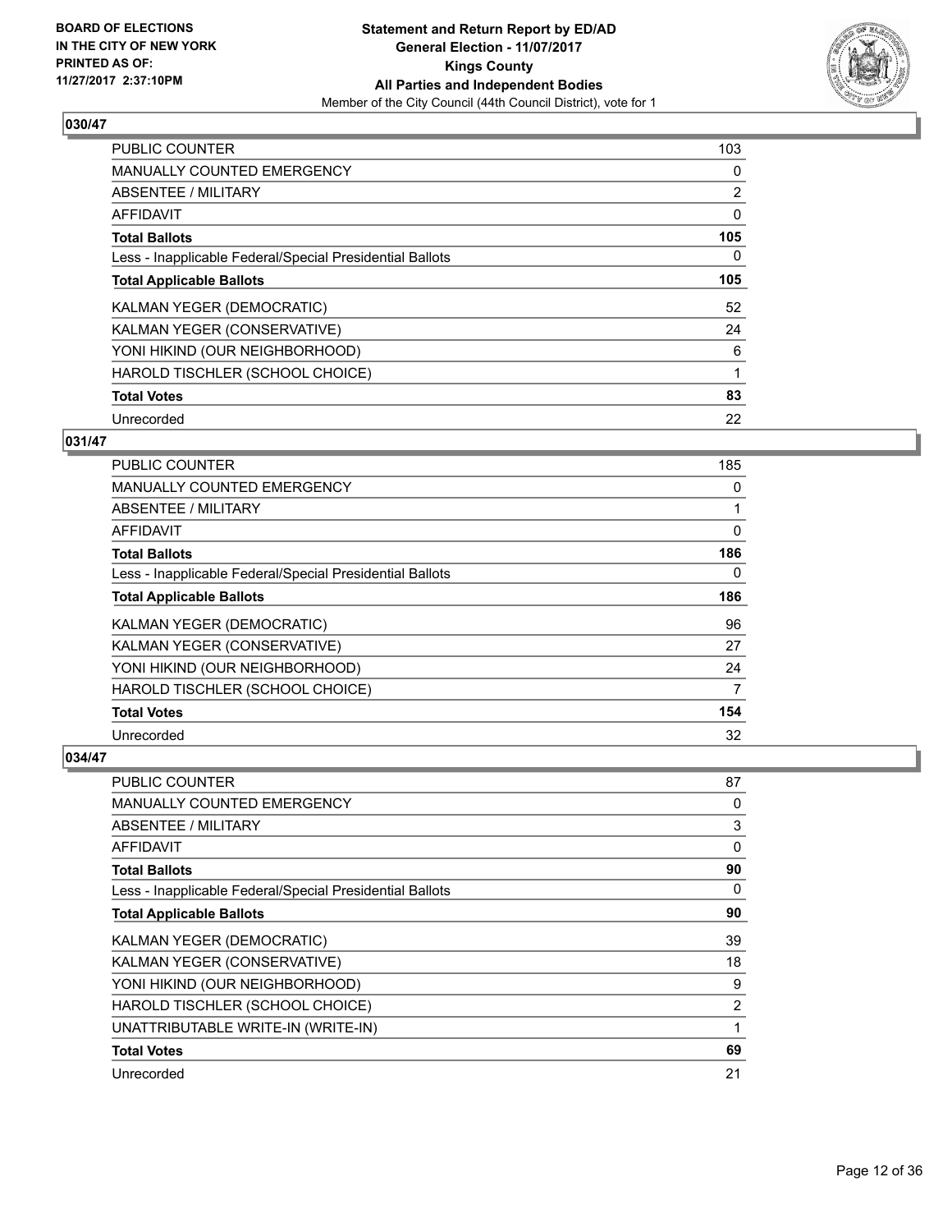**BOARD OF ELECTIONS IN THE CITY OF NEW YORK PRINTED AS OF: 11/27/2017 2:37:10PM**

**Statement and Return Report by ED/AD**
**General Election - 11/07/2017**
**Kings County**
**All Parties and Independent Bodies**
Member of the City Council (44th Council District), vote for 1

## 030/47

| | |
|---|---|
| PUBLIC COUNTER | 103 |
| MANUALLY COUNTED EMERGENCY | 0 |
| ABSENTEE / MILITARY | 2 |
| AFFIDAVIT | 0 |
| **Total Ballots** | **105** |
| Less - Inapplicable Federal/Special Presidential Ballots | 0 |
| **Total Applicable Ballots** | **105** |
| KALMAN YEGER (DEMOCRATIC) | 52 |
| KALMAN YEGER (CONSERVATIVE) | 24 |
| YONI HIKIND (OUR NEIGHBORHOOD) | 6 |
| HAROLD TISCHLER (SCHOOL CHOICE) | 1 |
| **Total Votes** | **83** |
| Unrecorded | 22 |

## 031/47

| | |
|---|---|
| PUBLIC COUNTER | 185 |
| MANUALLY COUNTED EMERGENCY | 0 |
| ABSENTEE / MILITARY | 1 |
| AFFIDAVIT | 0 |
| **Total Ballots** | **186** |
| Less - Inapplicable Federal/Special Presidential Ballots | 0 |
| **Total Applicable Ballots** | **186** |
| KALMAN YEGER (DEMOCRATIC) | 96 |
| KALMAN YEGER (CONSERVATIVE) | 27 |
| YONI HIKIND (OUR NEIGHBORHOOD) | 24 |
| HAROLD TISCHLER (SCHOOL CHOICE) | 7 |
| **Total Votes** | **154** |
| Unrecorded | 32 |

## 034/47

| | |
|---|---|
| PUBLIC COUNTER | 87 |
| MANUALLY COUNTED EMERGENCY | 0 |
| ABSENTEE / MILITARY | 3 |
| AFFIDAVIT | 0 |
| **Total Ballots** | **90** |
| Less - Inapplicable Federal/Special Presidential Ballots | 0 |
| **Total Applicable Ballots** | **90** |
| KALMAN YEGER (DEMOCRATIC) | 39 |
| KALMAN YEGER (CONSERVATIVE) | 18 |
| YONI HIKIND (OUR NEIGHBORHOOD) | 9 |
| HAROLD TISCHLER (SCHOOL CHOICE) | 2 |
| UNATTRIBUTABLE WRITE-IN (WRITE-IN) | 1 |
| **Total Votes** | **69** |
| Unrecorded | 21 |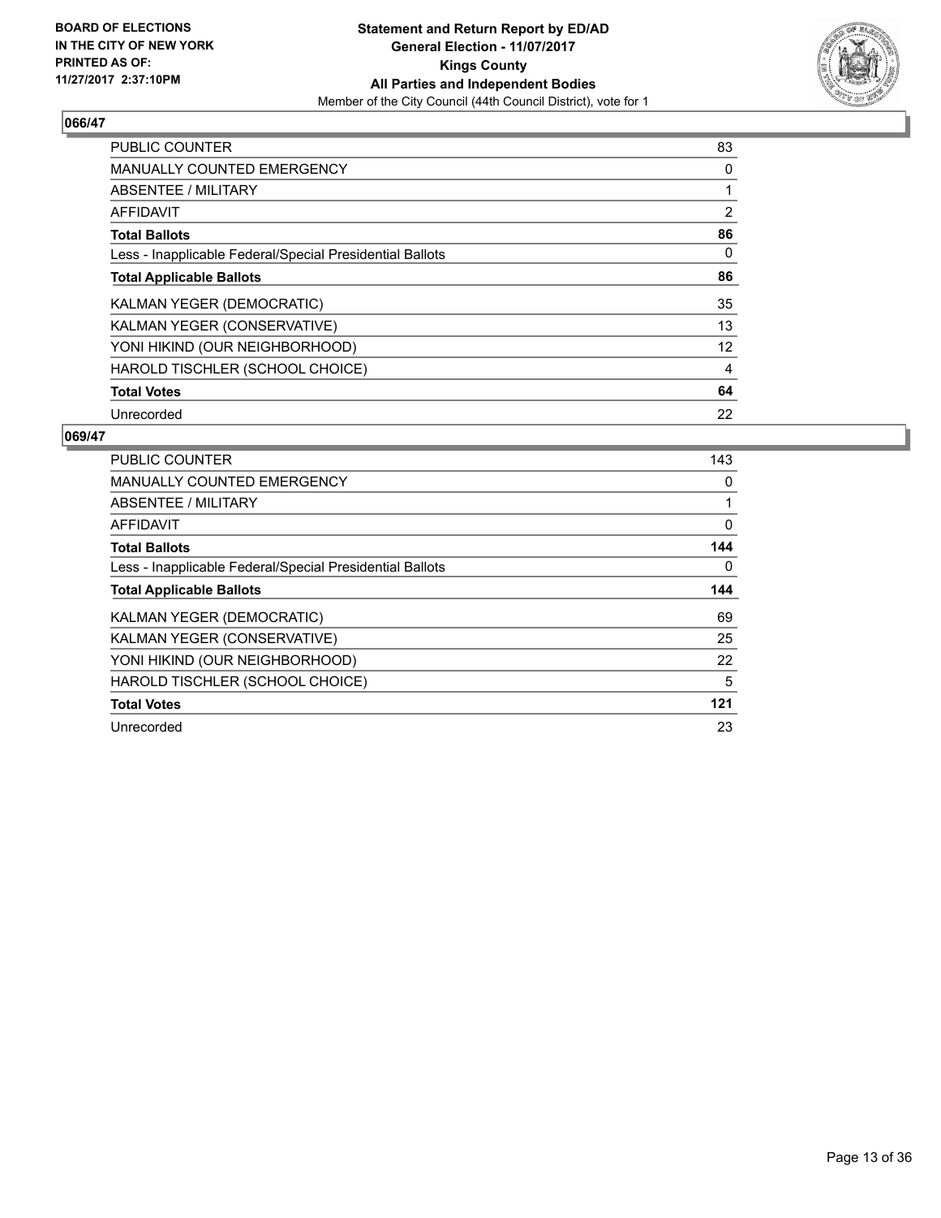**BOARD OF ELECTIONS IN THE CITY OF NEW YORK PRINTED AS OF: 11/27/2017 2:37:10PM**

**Statement and Return Report by ED/AD**
**General Election - 11/07/2017**
**Kings County**
**All Parties and Independent Bodies**
Member of the City Council (44th Council District), vote for 1

## 066/47

| | |
|---|---|
| PUBLIC COUNTER | 83 |
| MANUALLY COUNTED EMERGENCY | 0 |
| ABSENTEE / MILITARY | 1 |
| AFFIDAVIT | 2 |
| **Total Ballots** | **86** |
| Less - Inapplicable Federal/Special Presidential Ballots | 0 |
| **Total Applicable Ballots** | **86** |
| KALMAN YEGER (DEMOCRATIC) | 35 |
| KALMAN YEGER (CONSERVATIVE) | 13 |
| YONI HIKIND (OUR NEIGHBORHOOD) | 12 |
| HAROLD TISCHLER (SCHOOL CHOICE) | 4 |
| **Total Votes** | **64** |
| Unrecorded | 22 |

## 069/47

| | |
|---|---|
| PUBLIC COUNTER | 143 |
| MANUALLY COUNTED EMERGENCY | 0 |
| ABSENTEE / MILITARY | 1 |
| AFFIDAVIT | 0 |
| **Total Ballots** | **144** |
| Less - Inapplicable Federal/Special Presidential Ballots | 0 |
| **Total Applicable Ballots** | **144** |
| KALMAN YEGER (DEMOCRATIC) | 69 |
| KALMAN YEGER (CONSERVATIVE) | 25 |
| YONI HIKIND (OUR NEIGHBORHOOD) | 22 |
| HAROLD TISCHLER (SCHOOL CHOICE) | 5 |
| **Total Votes** | **121** |
| Unrecorded | 23 |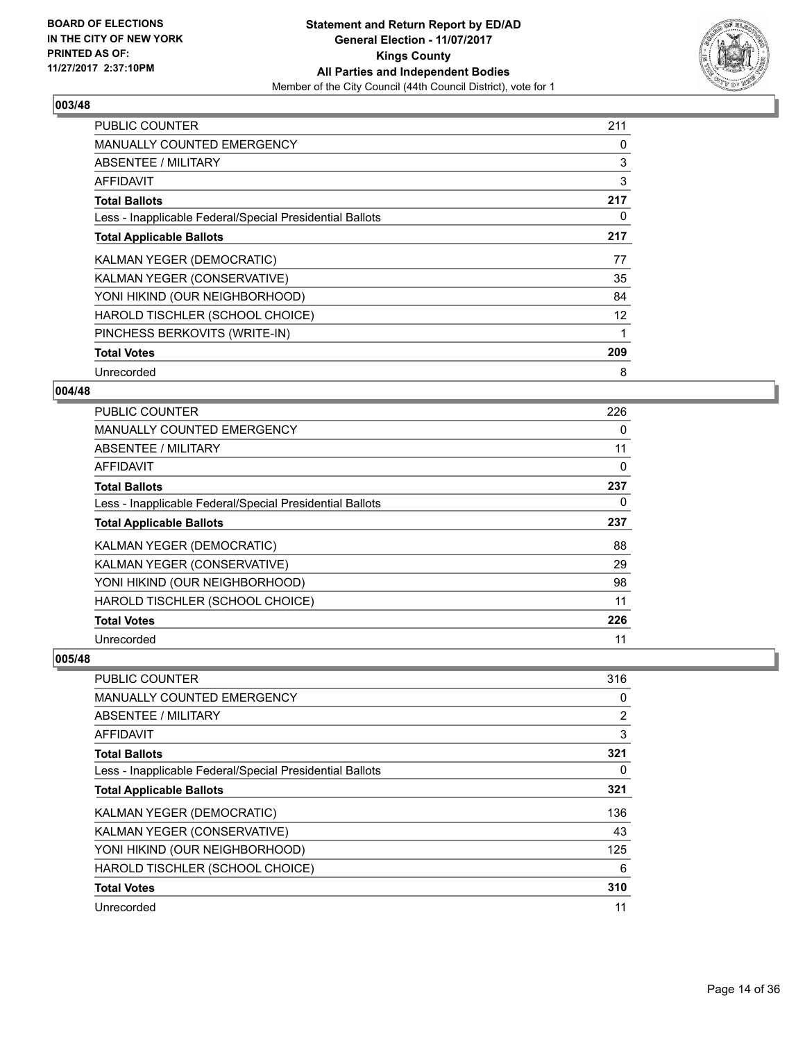**BOARD OF ELECTIONS IN THE CITY OF NEW YORK PRINTED AS OF: 11/27/2017 2:37:10PM**

**Statement and Return Report by ED/AD**
**General Election - 11/07/2017**
**Kings County**
**All Parties and Independent Bodies**
Member of the City Council (44th Council District), vote for 1

## 003/48

| | |
|---|---|
| PUBLIC COUNTER | 211 |
| MANUALLY COUNTED EMERGENCY | 0 |
| ABSENTEE / MILITARY | 3 |
| AFFIDAVIT | 3 |
| **Total Ballots** | **217** |
| Less - Inapplicable Federal/Special Presidential Ballots | 0 |
| **Total Applicable Ballots** | **217** |
| KALMAN YEGER (DEMOCRATIC) | 77 |
| KALMAN YEGER (CONSERVATIVE) | 35 |
| YONI HIKIND (OUR NEIGHBORHOOD) | 84 |
| HAROLD TISCHLER (SCHOOL CHOICE) | 12 |
| PINCHESS BERKOVITS (WRITE-IN) | 1 |
| **Total Votes** | **209** |
| Unrecorded | 8 |

## 004/48

| | |
|---|---|
| PUBLIC COUNTER | 226 |
| MANUALLY COUNTED EMERGENCY | 0 |
| ABSENTEE / MILITARY | 11 |
| AFFIDAVIT | 0 |
| **Total Ballots** | **237** |
| Less - Inapplicable Federal/Special Presidential Ballots | 0 |
| **Total Applicable Ballots** | **237** |
| KALMAN YEGER (DEMOCRATIC) | 88 |
| KALMAN YEGER (CONSERVATIVE) | 29 |
| YONI HIKIND (OUR NEIGHBORHOOD) | 98 |
| HAROLD TISCHLER (SCHOOL CHOICE) | 11 |
| **Total Votes** | **226** |
| Unrecorded | 11 |

## 005/48

| | |
|---|---|
| PUBLIC COUNTER | 316 |
| MANUALLY COUNTED EMERGENCY | 0 |
| ABSENTEE / MILITARY | 2 |
| AFFIDAVIT | 3 |
| **Total Ballots** | **321** |
| Less - Inapplicable Federal/Special Presidential Ballots | 0 |
| **Total Applicable Ballots** | **321** |
| KALMAN YEGER (DEMOCRATIC) | 136 |
| KALMAN YEGER (CONSERVATIVE) | 43 |
| YONI HIKIND (OUR NEIGHBORHOOD) | 125 |
| HAROLD TISCHLER (SCHOOL CHOICE) | 6 |
| **Total Votes** | **310** |
| Unrecorded | 11 |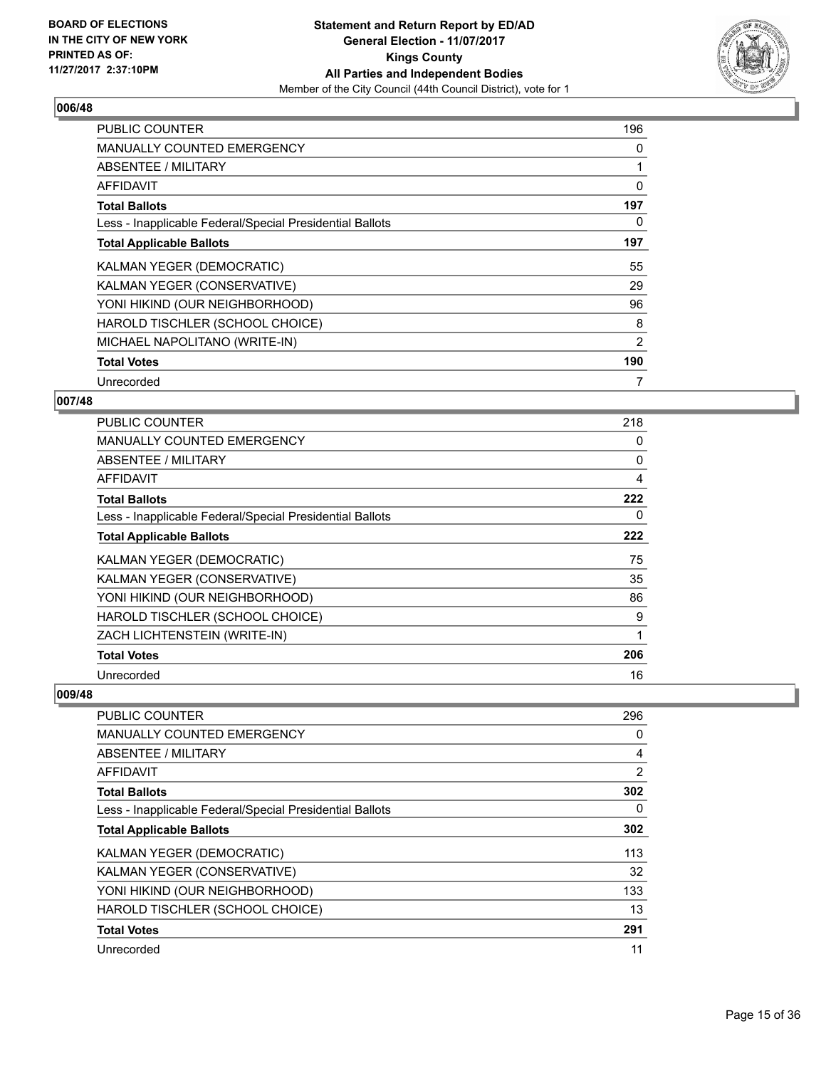BOARD OF ELECTIONS
IN THE CITY OF NEW YORK
PRINTED AS OF:
11/27/2017 2:37:10PM

**Statement and Return Report by ED/AD**
**General Election - 11/07/2017**
**Kings County**
**All Parties and Independent Bodies**
Member of the City Council (44th Council District), vote for 1

### 006/48

| | |
|---|---|
| PUBLIC COUNTER | 196 |
| MANUALLY COUNTED EMERGENCY | 0 |
| ABSENTEE / MILITARY | 1 |
| AFFIDAVIT | 0 |
| **Total Ballots** | **197** |
| Less - Inapplicable Federal/Special Presidential Ballots | 0 |
| **Total Applicable Ballots** | **197** |
| KALMAN YEGER (DEMOCRATIC) | 55 |
| KALMAN YEGER (CONSERVATIVE) | 29 |
| YONI HIKIND (OUR NEIGHBORHOOD) | 96 |
| HAROLD TISCHLER (SCHOOL CHOICE) | 8 |
| MICHAEL NAPOLITANO (WRITE-IN) | 2 |
| **Total Votes** | **190** |
| Unrecorded | 7 |

### 007/48

| | |
|---|---|
| PUBLIC COUNTER | 218 |
| MANUALLY COUNTED EMERGENCY | 0 |
| ABSENTEE / MILITARY | 0 |
| AFFIDAVIT | 4 |
| **Total Ballots** | **222** |
| Less - Inapplicable Federal/Special Presidential Ballots | 0 |
| **Total Applicable Ballots** | **222** |
| KALMAN YEGER (DEMOCRATIC) | 75 |
| KALMAN YEGER (CONSERVATIVE) | 35 |
| YONI HIKIND (OUR NEIGHBORHOOD) | 86 |
| HAROLD TISCHLER (SCHOOL CHOICE) | 9 |
| ZACH LICHTENSTEIN (WRITE-IN) | 1 |
| **Total Votes** | **206** |
| Unrecorded | 16 |

### 009/48

| | |
|---|---|
| PUBLIC COUNTER | 296 |
| MANUALLY COUNTED EMERGENCY | 0 |
| ABSENTEE / MILITARY | 4 |
| AFFIDAVIT | 2 |
| **Total Ballots** | **302** |
| Less - Inapplicable Federal/Special Presidential Ballots | 0 |
| **Total Applicable Ballots** | **302** |
| KALMAN YEGER (DEMOCRATIC) | 113 |
| KALMAN YEGER (CONSERVATIVE) | 32 |
| YONI HIKIND (OUR NEIGHBORHOOD) | 133 |
| HAROLD TISCHLER (SCHOOL CHOICE) | 13 |
| **Total Votes** | **291** |
| Unrecorded | 11 |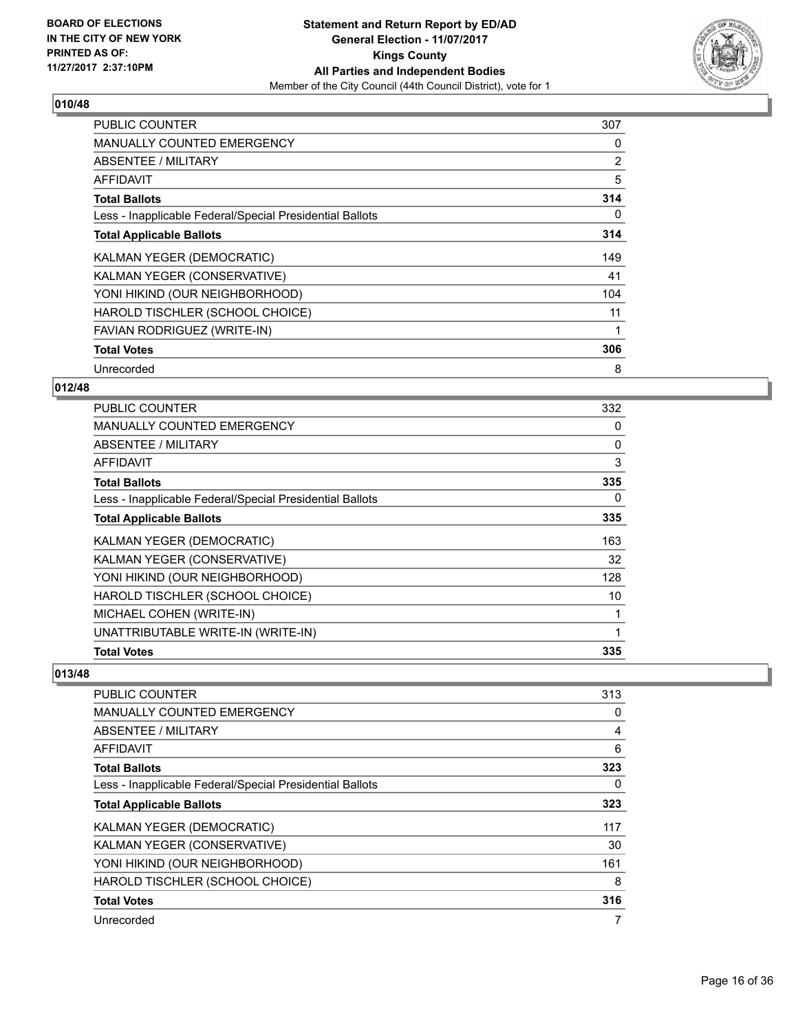## 010/48

| | |
|---|---|
| PUBLIC COUNTER | 307 |
| MANUALLY COUNTED EMERGENCY | 0 |
| ABSENTEE / MILITARY | 2 |
| AFFIDAVIT | 5 |
| **Total Ballots** | **314** |
| Less - Inapplicable Federal/Special Presidential Ballots | 0 |
| **Total Applicable Ballots** | **314** |
| KALMAN YEGER (DEMOCRATIC) | 149 |
| KALMAN YEGER (CONSERVATIVE) | 41 |
| YONI HIKIND (OUR NEIGHBORHOOD) | 104 |
| HAROLD TISCHLER (SCHOOL CHOICE) | 11 |
| FAVIAN RODRIGUEZ (WRITE-IN) | 1 |
| **Total Votes** | **306** |
| Unrecorded | 8 |

## 012/48

| | |
|---|---|
| PUBLIC COUNTER | 332 |
| MANUALLY COUNTED EMERGENCY | 0 |
| ABSENTEE / MILITARY | 0 |
| AFFIDAVIT | 3 |
| **Total Ballots** | **335** |
| Less - Inapplicable Federal/Special Presidential Ballots | 0 |
| **Total Applicable Ballots** | **335** |
| KALMAN YEGER (DEMOCRATIC) | 163 |
| KALMAN YEGER (CONSERVATIVE) | 32 |
| YONI HIKIND (OUR NEIGHBORHOOD) | 128 |
| HAROLD TISCHLER (SCHOOL CHOICE) | 10 |
| MICHAEL COHEN (WRITE-IN) | 1 |
| UNATTRIBUTABLE WRITE-IN (WRITE-IN) | 1 |
| **Total Votes** | **335** |

## 013/48

| | |
|---|---|
| PUBLIC COUNTER | 313 |
| MANUALLY COUNTED EMERGENCY | 0 |
| ABSENTEE / MILITARY | 4 |
| AFFIDAVIT | 6 |
| **Total Ballots** | **323** |
| Less - Inapplicable Federal/Special Presidential Ballots | 0 |
| **Total Applicable Ballots** | **323** |
| KALMAN YEGER (DEMOCRATIC) | 117 |
| KALMAN YEGER (CONSERVATIVE) | 30 |
| YONI HIKIND (OUR NEIGHBORHOOD) | 161 |
| HAROLD TISCHLER (SCHOOL CHOICE) | 8 |
| **Total Votes** | **316** |
| Unrecorded | 7 |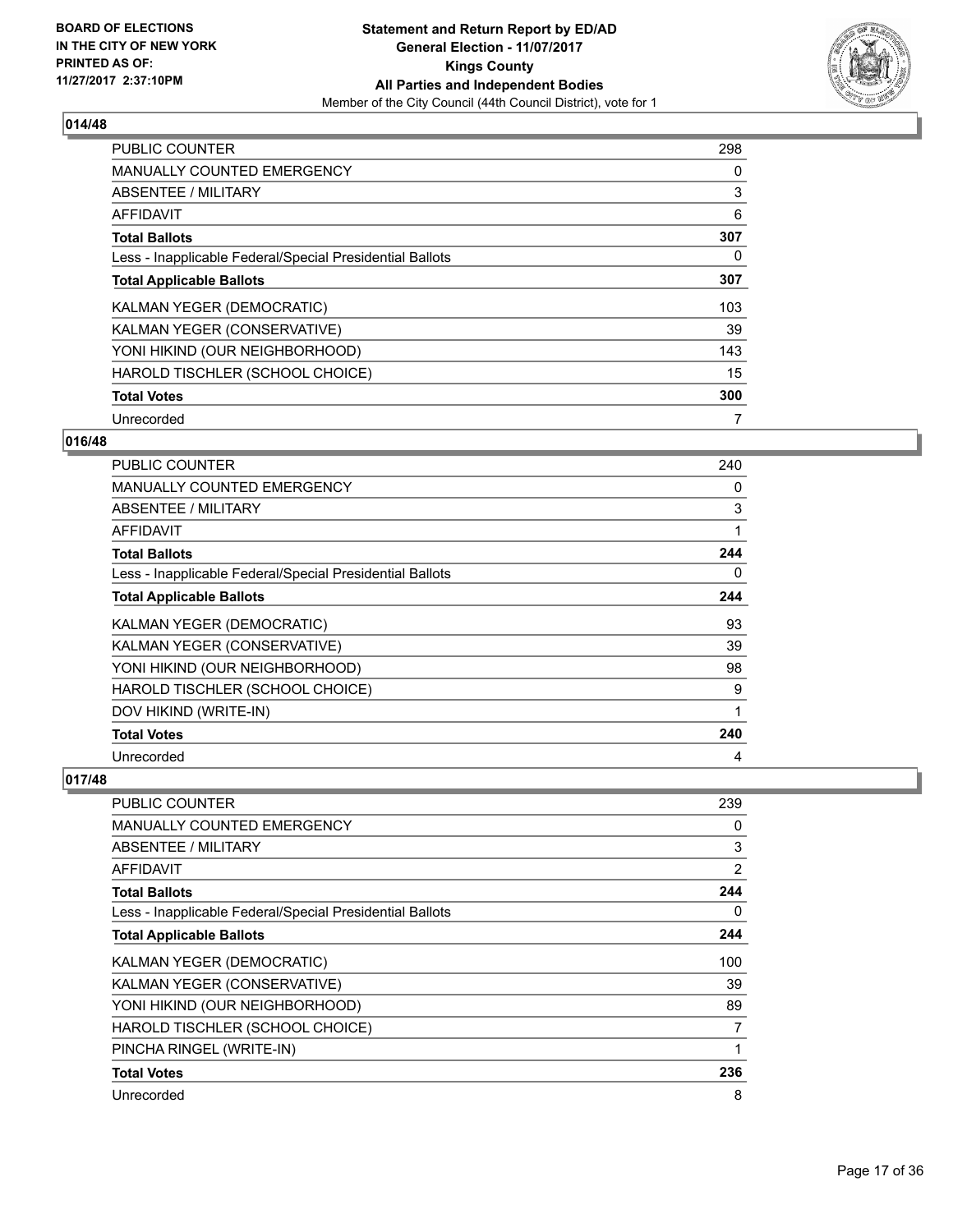**BOARD OF ELECTIONS IN THE CITY OF NEW YORK PRINTED AS OF: 11/27/2017 2:37:10PM**

**Statement and Return Report by ED/AD**
**General Election - 11/07/2017**
**Kings County**
**All Parties and Independent Bodies**
Member of the City Council (44th Council District), vote for 1

## 014/48

| | |
|---|---|
| PUBLIC COUNTER | 298 |
| MANUALLY COUNTED EMERGENCY | 0 |
| ABSENTEE / MILITARY | 3 |
| AFFIDAVIT | 6 |
| **Total Ballots** | **307** |
| Less - Inapplicable Federal/Special Presidential Ballots | 0 |
| **Total Applicable Ballots** | **307** |
| KALMAN YEGER (DEMOCRATIC) | 103 |
| KALMAN YEGER (CONSERVATIVE) | 39 |
| YONI HIKIND (OUR NEIGHBORHOOD) | 143 |
| HAROLD TISCHLER (SCHOOL CHOICE) | 15 |
| **Total Votes** | **300** |
| Unrecorded | 7 |

## 016/48

| | |
|---|---|
| PUBLIC COUNTER | 240 |
| MANUALLY COUNTED EMERGENCY | 0 |
| ABSENTEE / MILITARY | 3 |
| AFFIDAVIT | 1 |
| **Total Ballots** | **244** |
| Less - Inapplicable Federal/Special Presidential Ballots | 0 |
| **Total Applicable Ballots** | **244** |
| KALMAN YEGER (DEMOCRATIC) | 93 |
| KALMAN YEGER (CONSERVATIVE) | 39 |
| YONI HIKIND (OUR NEIGHBORHOOD) | 98 |
| HAROLD TISCHLER (SCHOOL CHOICE) | 9 |
| DOV HIKIND (WRITE-IN) | 1 |
| **Total Votes** | **240** |
| Unrecorded | 4 |

## 017/48

| | |
|---|---|
| PUBLIC COUNTER | 239 |
| MANUALLY COUNTED EMERGENCY | 0 |
| ABSENTEE / MILITARY | 3 |
| AFFIDAVIT | 2 |
| **Total Ballots** | **244** |
| Less - Inapplicable Federal/Special Presidential Ballots | 0 |
| **Total Applicable Ballots** | **244** |
| KALMAN YEGER (DEMOCRATIC) | 100 |
| KALMAN YEGER (CONSERVATIVE) | 39 |
| YONI HIKIND (OUR NEIGHBORHOOD) | 89 |
| HAROLD TISCHLER (SCHOOL CHOICE) | 7 |
| PINCHA RINGEL (WRITE-IN) | 1 |
| **Total Votes** | **236** |
| Unrecorded | 8 |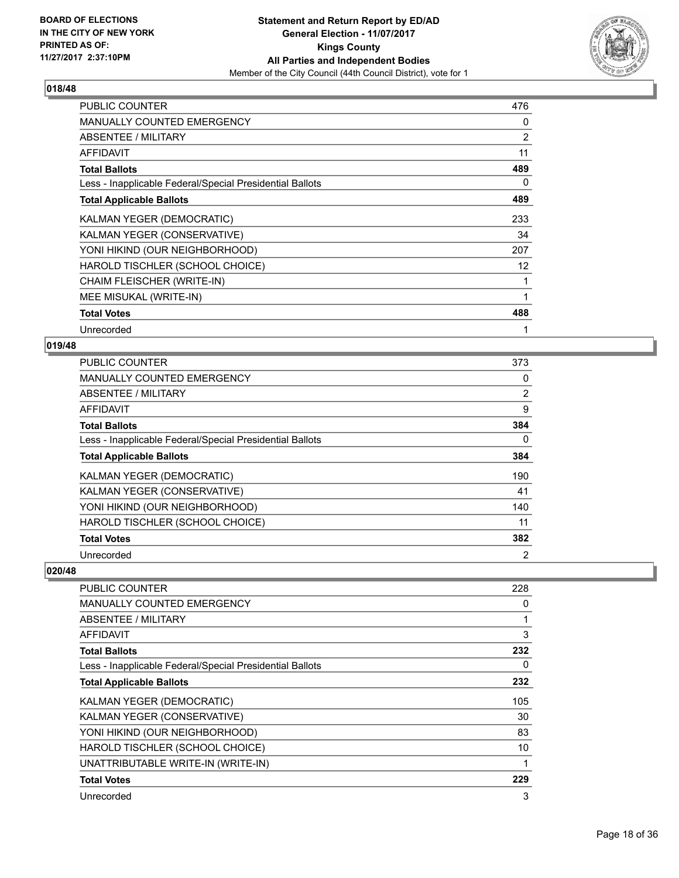### 018/48

| | |
|---|---|
| PUBLIC COUNTER | 476 |
| MANUALLY COUNTED EMERGENCY | 0 |
| ABSENTEE / MILITARY | 2 |
| AFFIDAVIT | 11 |
| **Total Ballots** | **489** |
| Less - Inapplicable Federal/Special Presidential Ballots | 0 |
| **Total Applicable Ballots** | **489** |
| KALMAN YEGER (DEMOCRATIC) | 233 |
| KALMAN YEGER (CONSERVATIVE) | 34 |
| YONI HIKIND (OUR NEIGHBORHOOD) | 207 |
| HAROLD TISCHLER (SCHOOL CHOICE) | 12 |
| CHAIM FLEISCHER (WRITE-IN) | 1 |
| MEE MISUKAL (WRITE-IN) | 1 |
| **Total Votes** | **488** |
| Unrecorded | 1 |

### 019/48

| | |
|---|---|
| PUBLIC COUNTER | 373 |
| MANUALLY COUNTED EMERGENCY | 0 |
| ABSENTEE / MILITARY | 2 |
| AFFIDAVIT | 9 |
| **Total Ballots** | **384** |
| Less - Inapplicable Federal/Special Presidential Ballots | 0 |
| **Total Applicable Ballots** | **384** |
| KALMAN YEGER (DEMOCRATIC) | 190 |
| KALMAN YEGER (CONSERVATIVE) | 41 |
| YONI HIKIND (OUR NEIGHBORHOOD) | 140 |
| HAROLD TISCHLER (SCHOOL CHOICE) | 11 |
| **Total Votes** | **382** |
| Unrecorded | 2 |

### 020/48

| | |
|---|---|
| PUBLIC COUNTER | 228 |
| MANUALLY COUNTED EMERGENCY | 0 |
| ABSENTEE / MILITARY | 1 |
| AFFIDAVIT | 3 |
| **Total Ballots** | **232** |
| Less - Inapplicable Federal/Special Presidential Ballots | 0 |
| **Total Applicable Ballots** | **232** |
| KALMAN YEGER (DEMOCRATIC) | 105 |
| KALMAN YEGER (CONSERVATIVE) | 30 |
| YONI HIKIND (OUR NEIGHBORHOOD) | 83 |
| HAROLD TISCHLER (SCHOOL CHOICE) | 10 |
| UNATTRIBUTABLE WRITE-IN (WRITE-IN) | 1 |
| **Total Votes** | **229** |
| Unrecorded | 3 |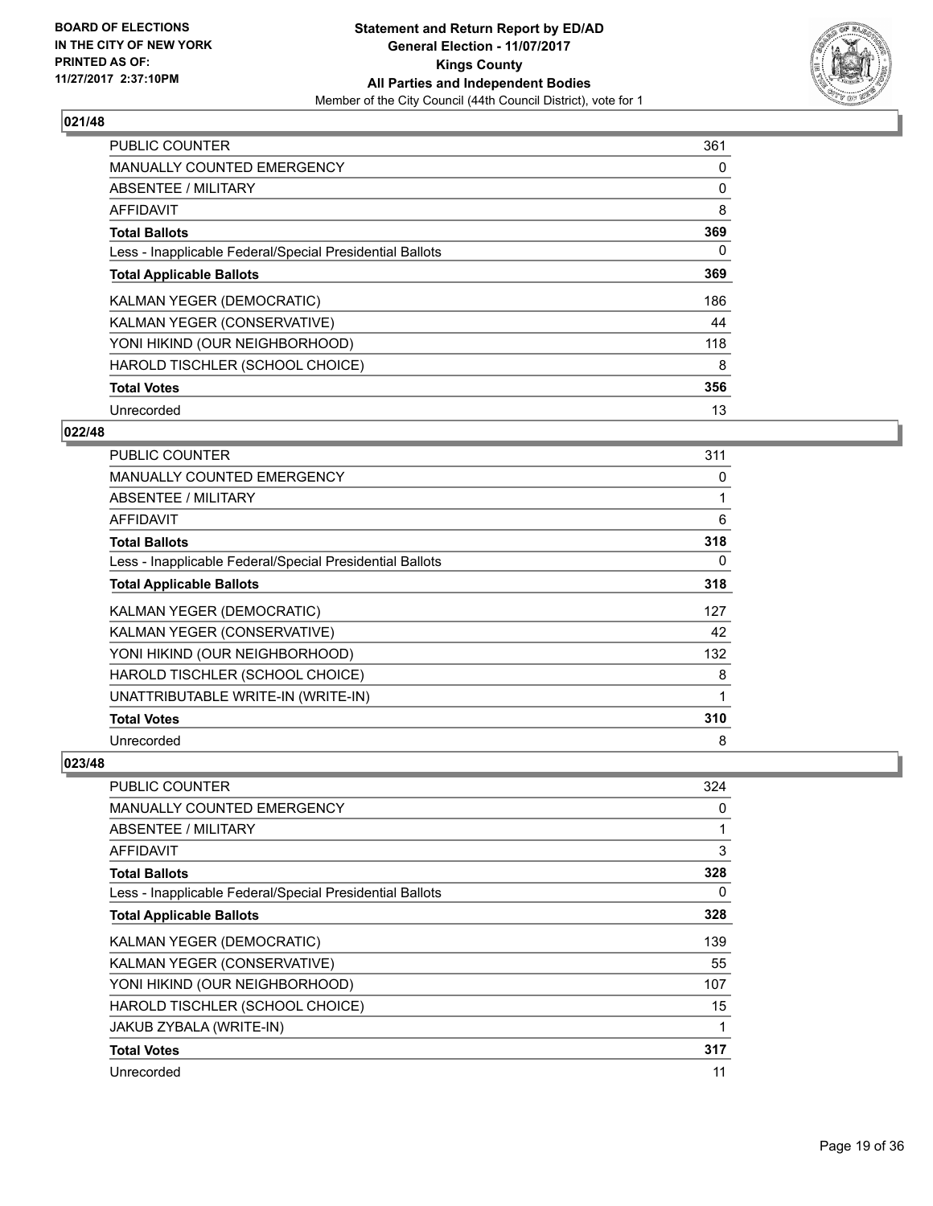**BOARD OF ELECTIONS IN THE CITY OF NEW YORK PRINTED AS OF: 11/27/2017 2:37:10PM**

**Statement and Return Report by ED/AD General Election - 11/07/2017 Kings County All Parties and Independent Bodies**

Member of the City Council (44th Council District), vote for 1

## 021/48

| | |
|---|---|
| PUBLIC COUNTER | 361 |
| MANUALLY COUNTED EMERGENCY | 0 |
| ABSENTEE / MILITARY | 0 |
| AFFIDAVIT | 8 |
| **Total Ballots** | **369** |
| Less - Inapplicable Federal/Special Presidential Ballots | 0 |
| **Total Applicable Ballots** | **369** |
| KALMAN YEGER (DEMOCRATIC) | 186 |
| KALMAN YEGER (CONSERVATIVE) | 44 |
| YONI HIKIND (OUR NEIGHBORHOOD) | 118 |
| HAROLD TISCHLER (SCHOOL CHOICE) | 8 |
| **Total Votes** | **356** |
| Unrecorded | 13 |

## 022/48

| | |
|---|---|
| PUBLIC COUNTER | 311 |
| MANUALLY COUNTED EMERGENCY | 0 |
| ABSENTEE / MILITARY | 1 |
| AFFIDAVIT | 6 |
| **Total Ballots** | **318** |
| Less - Inapplicable Federal/Special Presidential Ballots | 0 |
| **Total Applicable Ballots** | **318** |
| KALMAN YEGER (DEMOCRATIC) | 127 |
| KALMAN YEGER (CONSERVATIVE) | 42 |
| YONI HIKIND (OUR NEIGHBORHOOD) | 132 |
| HAROLD TISCHLER (SCHOOL CHOICE) | 8 |
| UNATTRIBUTABLE WRITE-IN (WRITE-IN) | 1 |
| **Total Votes** | **310** |
| Unrecorded | 8 |

## 023/48

| | |
|---|---|
| PUBLIC COUNTER | 324 |
| MANUALLY COUNTED EMERGENCY | 0 |
| ABSENTEE / MILITARY | 1 |
| AFFIDAVIT | 3 |
| **Total Ballots** | **328** |
| Less - Inapplicable Federal/Special Presidential Ballots | 0 |
| **Total Applicable Ballots** | **328** |
| KALMAN YEGER (DEMOCRATIC) | 139 |
| KALMAN YEGER (CONSERVATIVE) | 55 |
| YONI HIKIND (OUR NEIGHBORHOOD) | 107 |
| HAROLD TISCHLER (SCHOOL CHOICE) | 15 |
| JAKUB ZYBALA (WRITE-IN) | 1 |
| **Total Votes** | **317** |
| Unrecorded | 11 |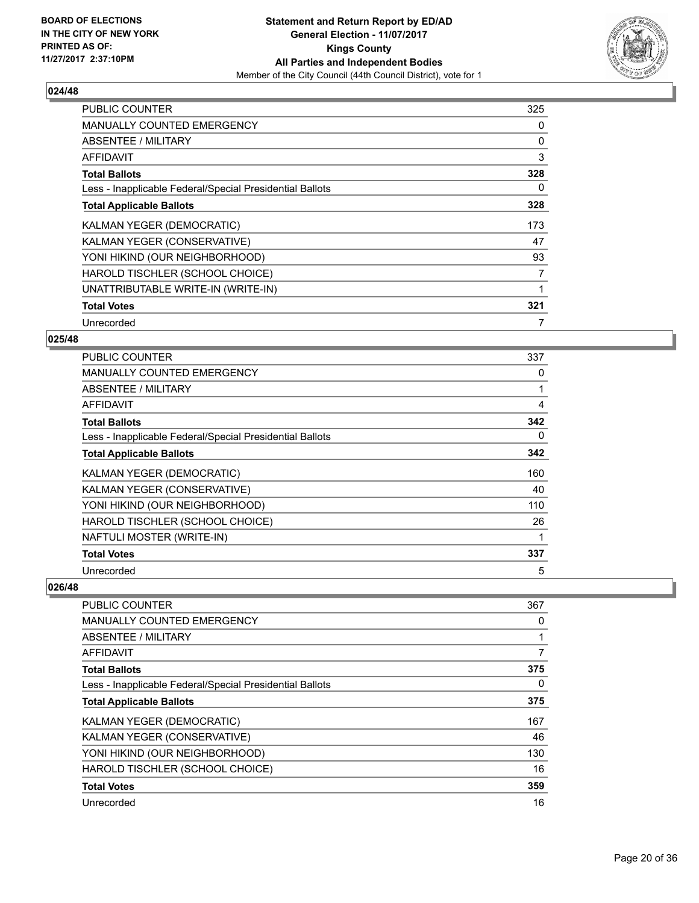**BOARD OF ELECTIONS IN THE CITY OF NEW YORK PRINTED AS OF: 11/27/2017 2:37:10PM**

**Statement and Return Report by ED/AD General Election - 11/07/2017 Kings County All Parties and Independent Bodies**

Member of the City Council (44th Council District), vote for 1

### 024/48

| | |
|---|---|
| PUBLIC COUNTER | 325 |
| MANUALLY COUNTED EMERGENCY | 0 |
| ABSENTEE / MILITARY | 0 |
| AFFIDAVIT | 3 |
| **Total Ballots** | **328** |
| Less - Inapplicable Federal/Special Presidential Ballots | 0 |
| **Total Applicable Ballots** | **328** |
| KALMAN YEGER (DEMOCRATIC) | 173 |
| KALMAN YEGER (CONSERVATIVE) | 47 |
| YONI HIKIND (OUR NEIGHBORHOOD) | 93 |
| HAROLD TISCHLER (SCHOOL CHOICE) | 7 |
| UNATTRIBUTABLE WRITE-IN (WRITE-IN) | 1 |
| **Total Votes** | **321** |
| Unrecorded | 7 |

### 025/48

| | |
|---|---|
| PUBLIC COUNTER | 337 |
| MANUALLY COUNTED EMERGENCY | 0 |
| ABSENTEE / MILITARY | 1 |
| AFFIDAVIT | 4 |
| **Total Ballots** | **342** |
| Less - Inapplicable Federal/Special Presidential Ballots | 0 |
| **Total Applicable Ballots** | **342** |
| KALMAN YEGER (DEMOCRATIC) | 160 |
| KALMAN YEGER (CONSERVATIVE) | 40 |
| YONI HIKIND (OUR NEIGHBORHOOD) | 110 |
| HAROLD TISCHLER (SCHOOL CHOICE) | 26 |
| NAFTULI MOSTER (WRITE-IN) | 1 |
| **Total Votes** | **337** |
| Unrecorded | 5 |

### 026/48

| | |
|---|---|
| PUBLIC COUNTER | 367 |
| MANUALLY COUNTED EMERGENCY | 0 |
| ABSENTEE / MILITARY | 1 |
| AFFIDAVIT | 7 |
| **Total Ballots** | **375** |
| Less - Inapplicable Federal/Special Presidential Ballots | 0 |
| **Total Applicable Ballots** | **375** |
| KALMAN YEGER (DEMOCRATIC) | 167 |
| KALMAN YEGER (CONSERVATIVE) | 46 |
| YONI HIKIND (OUR NEIGHBORHOOD) | 130 |
| HAROLD TISCHLER (SCHOOL CHOICE) | 16 |
| **Total Votes** | **359** |
| Unrecorded | 16 |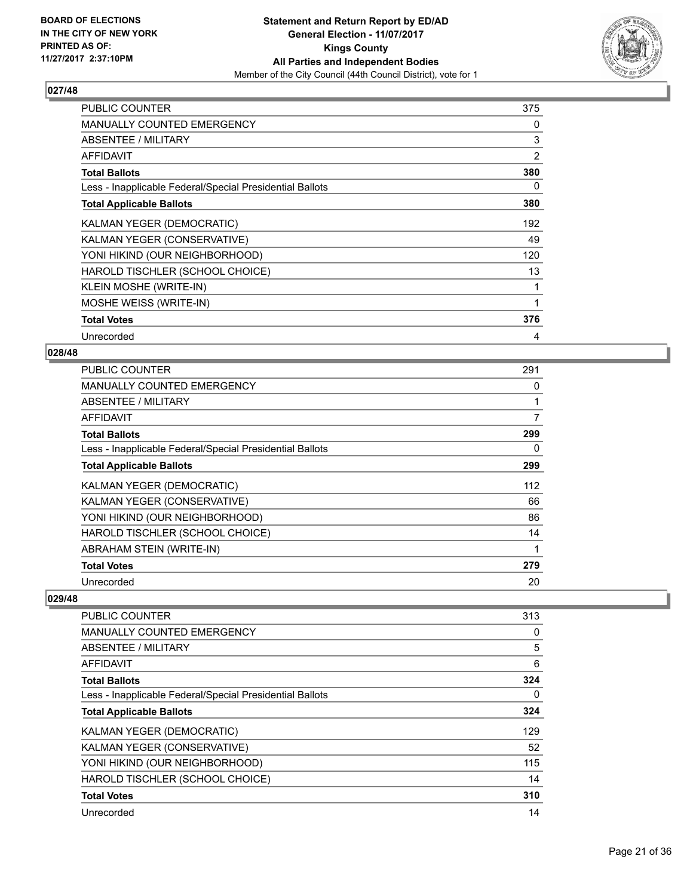BOARD OF ELECTIONS
IN THE CITY OF NEW YORK
PRINTED AS OF:
11/27/2017 2:37:10PM

**Statement and Return Report by ED/AD**
**General Election - 11/07/2017**
**Kings County**
**All Parties and Independent Bodies**
Member of the City Council (44th Council District), vote for 1

## 027/48

| | |
|---|---|
| PUBLIC COUNTER | 375 |
| MANUALLY COUNTED EMERGENCY | 0 |
| ABSENTEE / MILITARY | 3 |
| AFFIDAVIT | 2 |
| **Total Ballots** | **380** |
| Less - Inapplicable Federal/Special Presidential Ballots | 0 |
| **Total Applicable Ballots** | **380** |
| KALMAN YEGER (DEMOCRATIC) | 192 |
| KALMAN YEGER (CONSERVATIVE) | 49 |
| YONI HIKIND (OUR NEIGHBORHOOD) | 120 |
| HAROLD TISCHLER (SCHOOL CHOICE) | 13 |
| KLEIN MOSHE (WRITE-IN) | 1 |
| MOSHE WEISS (WRITE-IN) | 1 |
| **Total Votes** | **376** |
| Unrecorded | 4 |

## 028/48

| | |
|---|---|
| PUBLIC COUNTER | 291 |
| MANUALLY COUNTED EMERGENCY | 0 |
| ABSENTEE / MILITARY | 1 |
| AFFIDAVIT | 7 |
| **Total Ballots** | **299** |
| Less - Inapplicable Federal/Special Presidential Ballots | 0 |
| **Total Applicable Ballots** | **299** |
| KALMAN YEGER (DEMOCRATIC) | 112 |
| KALMAN YEGER (CONSERVATIVE) | 66 |
| YONI HIKIND (OUR NEIGHBORHOOD) | 86 |
| HAROLD TISCHLER (SCHOOL CHOICE) | 14 |
| ABRAHAM STEIN (WRITE-IN) | 1 |
| **Total Votes** | **279** |
| Unrecorded | 20 |

## 029/48

| | |
|---|---|
| PUBLIC COUNTER | 313 |
| MANUALLY COUNTED EMERGENCY | 0 |
| ABSENTEE / MILITARY | 5 |
| AFFIDAVIT | 6 |
| **Total Ballots** | **324** |
| Less - Inapplicable Federal/Special Presidential Ballots | 0 |
| **Total Applicable Ballots** | **324** |
| KALMAN YEGER (DEMOCRATIC) | 129 |
| KALMAN YEGER (CONSERVATIVE) | 52 |
| YONI HIKIND (OUR NEIGHBORHOOD) | 115 |
| HAROLD TISCHLER (SCHOOL CHOICE) | 14 |
| **Total Votes** | **310** |
| Unrecorded | 14 |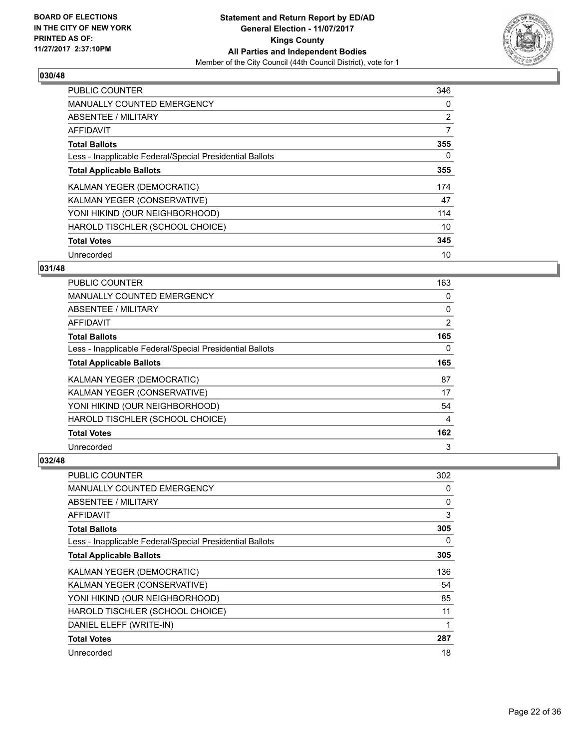**BOARD OF ELECTIONS IN THE CITY OF NEW YORK PRINTED AS OF: 11/27/2017 2:37:10PM**

**Statement and Return Report by ED/AD**
**General Election - 11/07/2017**
**Kings County**
**All Parties and Independent Bodies**
Member of the City Council (44th Council District), vote for 1

### 030/48

| | |
|---|---|
| PUBLIC COUNTER | 346 |
| MANUALLY COUNTED EMERGENCY | 0 |
| ABSENTEE / MILITARY | 2 |
| AFFIDAVIT | 7 |
| **Total Ballots** | **355** |
| Less - Inapplicable Federal/Special Presidential Ballots | 0 |
| **Total Applicable Ballots** | **355** |
| KALMAN YEGER (DEMOCRATIC) | 174 |
| KALMAN YEGER (CONSERVATIVE) | 47 |
| YONI HIKIND (OUR NEIGHBORHOOD) | 114 |
| HAROLD TISCHLER (SCHOOL CHOICE) | 10 |
| **Total Votes** | **345** |
| Unrecorded | 10 |

### 031/48

| | |
|---|---|
| PUBLIC COUNTER | 163 |
| MANUALLY COUNTED EMERGENCY | 0 |
| ABSENTEE / MILITARY | 0 |
| AFFIDAVIT | 2 |
| **Total Ballots** | **165** |
| Less - Inapplicable Federal/Special Presidential Ballots | 0 |
| **Total Applicable Ballots** | **165** |
| KALMAN YEGER (DEMOCRATIC) | 87 |
| KALMAN YEGER (CONSERVATIVE) | 17 |
| YONI HIKIND (OUR NEIGHBORHOOD) | 54 |
| HAROLD TISCHLER (SCHOOL CHOICE) | 4 |
| **Total Votes** | **162** |
| Unrecorded | 3 |

### 032/48

| | |
|---|---|
| PUBLIC COUNTER | 302 |
| MANUALLY COUNTED EMERGENCY | 0 |
| ABSENTEE / MILITARY | 0 |
| AFFIDAVIT | 3 |
| **Total Ballots** | **305** |
| Less - Inapplicable Federal/Special Presidential Ballots | 0 |
| **Total Applicable Ballots** | **305** |
| KALMAN YEGER (DEMOCRATIC) | 136 |
| KALMAN YEGER (CONSERVATIVE) | 54 |
| YONI HIKIND (OUR NEIGHBORHOOD) | 85 |
| HAROLD TISCHLER (SCHOOL CHOICE) | 11 |
| DANIEL ELEFF (WRITE-IN) | 1 |
| **Total Votes** | **287** |
| Unrecorded | 18 |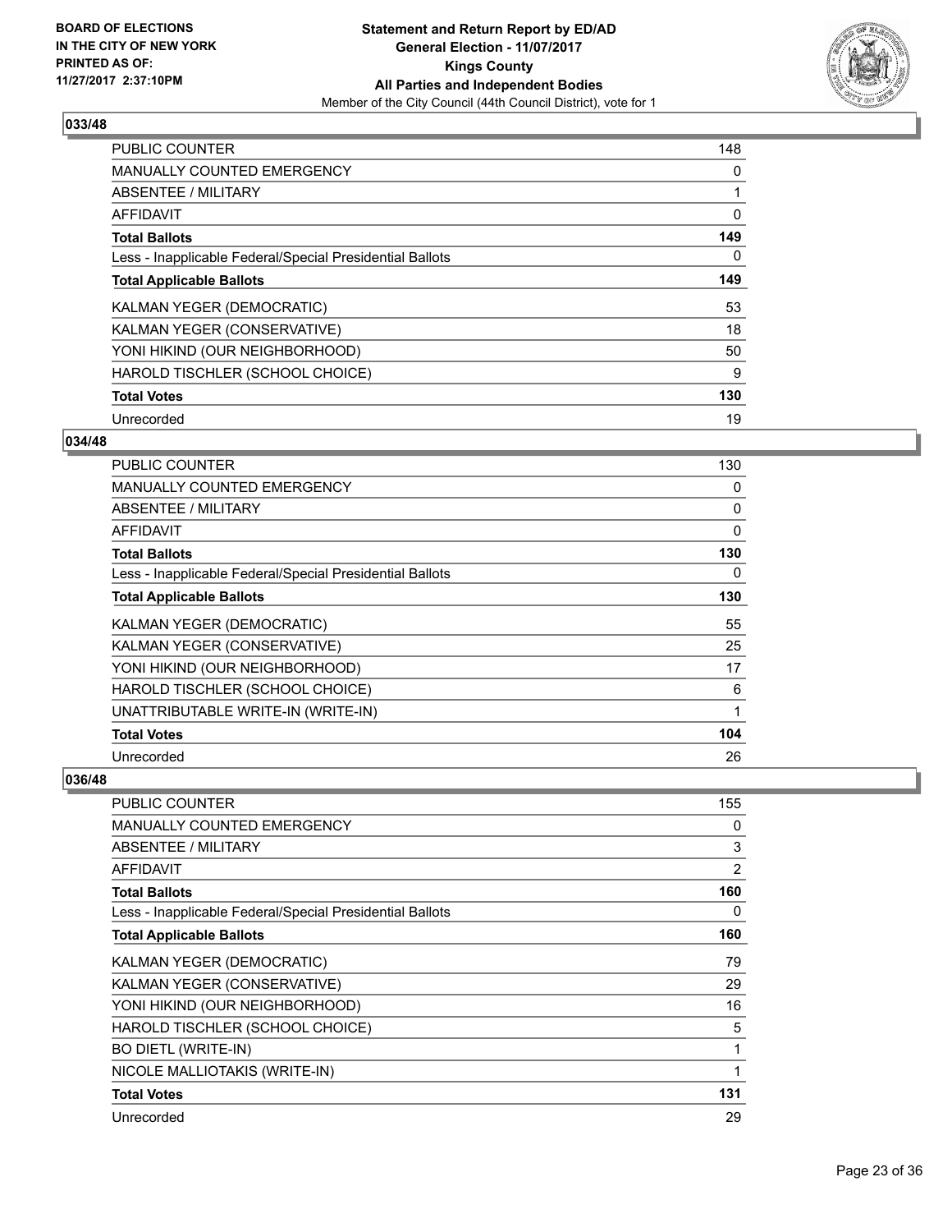BOARD OF ELECTIONS
IN THE CITY OF NEW YORK
PRINTED AS OF:
11/27/2017 2:37:10PM

**Statement and Return Report by ED/AD**
**General Election - 11/07/2017**
**Kings County**
**All Parties and Independent Bodies**
Member of the City Council (44th Council District), vote for 1

### 033/48

| | |
|---|---|
| PUBLIC COUNTER | 148 |
| MANUALLY COUNTED EMERGENCY | 0 |
| ABSENTEE / MILITARY | 1 |
| AFFIDAVIT | 0 |
| **Total Ballots** | **149** |
| Less - Inapplicable Federal/Special Presidential Ballots | 0 |
| **Total Applicable Ballots** | **149** |
| KALMAN YEGER (DEMOCRATIC) | 53 |
| KALMAN YEGER (CONSERVATIVE) | 18 |
| YONI HIKIND (OUR NEIGHBORHOOD) | 50 |
| HAROLD TISCHLER (SCHOOL CHOICE) | 9 |
| **Total Votes** | **130** |
| Unrecorded | 19 |

### 034/48

| | |
|---|---|
| PUBLIC COUNTER | 130 |
| MANUALLY COUNTED EMERGENCY | 0 |
| ABSENTEE / MILITARY | 0 |
| AFFIDAVIT | 0 |
| **Total Ballots** | **130** |
| Less - Inapplicable Federal/Special Presidential Ballots | 0 |
| **Total Applicable Ballots** | **130** |
| KALMAN YEGER (DEMOCRATIC) | 55 |
| KALMAN YEGER (CONSERVATIVE) | 25 |
| YONI HIKIND (OUR NEIGHBORHOOD) | 17 |
| HAROLD TISCHLER (SCHOOL CHOICE) | 6 |
| UNATTRIBUTABLE WRITE-IN (WRITE-IN) | 1 |
| **Total Votes** | **104** |
| Unrecorded | 26 |

### 036/48

| | |
|---|---|
| PUBLIC COUNTER | 155 |
| MANUALLY COUNTED EMERGENCY | 0 |
| ABSENTEE / MILITARY | 3 |
| AFFIDAVIT | 2 |
| **Total Ballots** | **160** |
| Less - Inapplicable Federal/Special Presidential Ballots | 0 |
| **Total Applicable Ballots** | **160** |
| KALMAN YEGER (DEMOCRATIC) | 79 |
| KALMAN YEGER (CONSERVATIVE) | 29 |
| YONI HIKIND (OUR NEIGHBORHOOD) | 16 |
| HAROLD TISCHLER (SCHOOL CHOICE) | 5 |
| BO DIETL (WRITE-IN) | 1 |
| NICOLE MALLIOTAKIS (WRITE-IN) | 1 |
| **Total Votes** | **131** |
| Unrecorded | 29 |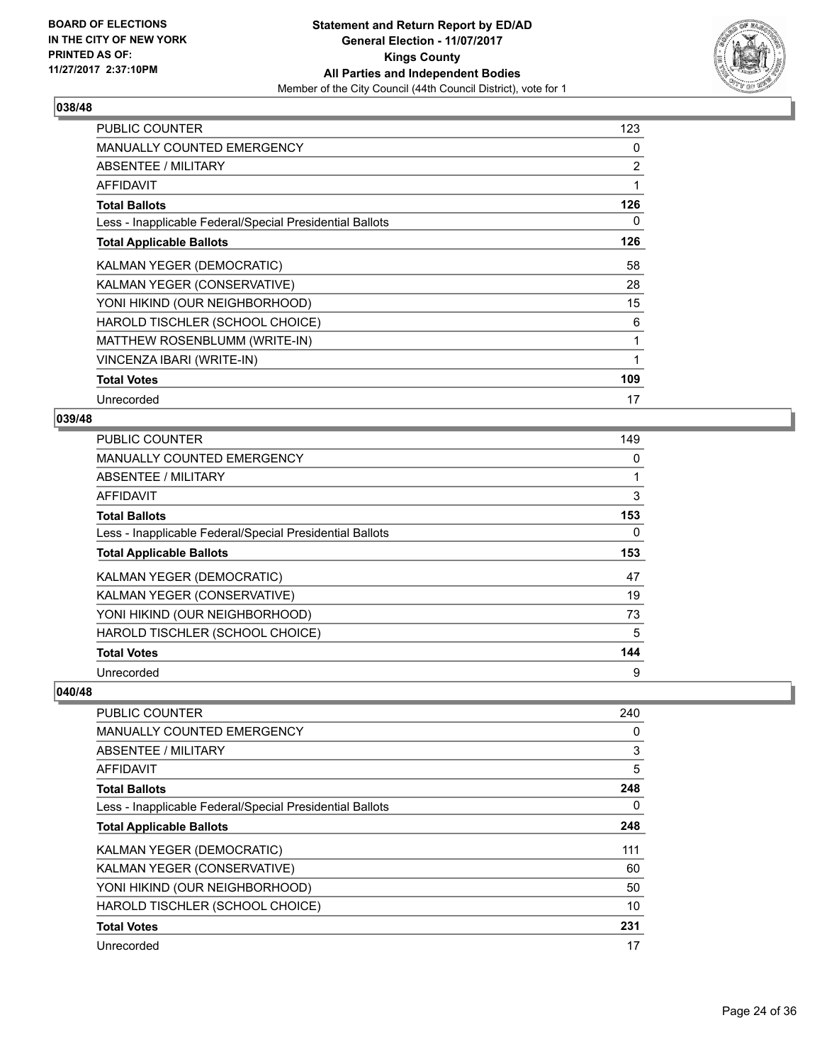**BOARD OF ELECTIONS IN THE CITY OF NEW YORK PRINTED AS OF: 11/27/2017 2:37:10PM**

**Statement and Return Report by ED/AD**
**General Election - 11/07/2017**
**Kings County**
**All Parties and Independent Bodies**
Member of the City Council (44th Council District), vote for 1

### 038/48

| | |
|---|---|
| PUBLIC COUNTER | 123 |
| MANUALLY COUNTED EMERGENCY | 0 |
| ABSENTEE / MILITARY | 2 |
| AFFIDAVIT | 1 |
| **Total Ballots** | **126** |
| Less - Inapplicable Federal/Special Presidential Ballots | 0 |
| **Total Applicable Ballots** | **126** |
| KALMAN YEGER (DEMOCRATIC) | 58 |
| KALMAN YEGER (CONSERVATIVE) | 28 |
| YONI HIKIND (OUR NEIGHBORHOOD) | 15 |
| HAROLD TISCHLER (SCHOOL CHOICE) | 6 |
| MATTHEW ROSENBLUMM (WRITE-IN) | 1 |
| VINCENZA IBARI (WRITE-IN) | 1 |
| **Total Votes** | **109** |
| Unrecorded | 17 |

### 039/48

| | |
|---|---|
| PUBLIC COUNTER | 149 |
| MANUALLY COUNTED EMERGENCY | 0 |
| ABSENTEE / MILITARY | 1 |
| AFFIDAVIT | 3 |
| **Total Ballots** | **153** |
| Less - Inapplicable Federal/Special Presidential Ballots | 0 |
| **Total Applicable Ballots** | **153** |
| KALMAN YEGER (DEMOCRATIC) | 47 |
| KALMAN YEGER (CONSERVATIVE) | 19 |
| YONI HIKIND (OUR NEIGHBORHOOD) | 73 |
| HAROLD TISCHLER (SCHOOL CHOICE) | 5 |
| **Total Votes** | **144** |
| Unrecorded | 9 |

### 040/48

| | |
|---|---|
| PUBLIC COUNTER | 240 |
| MANUALLY COUNTED EMERGENCY | 0 |
| ABSENTEE / MILITARY | 3 |
| AFFIDAVIT | 5 |
| **Total Ballots** | **248** |
| Less - Inapplicable Federal/Special Presidential Ballots | 0 |
| **Total Applicable Ballots** | **248** |
| KALMAN YEGER (DEMOCRATIC) | 111 |
| KALMAN YEGER (CONSERVATIVE) | 60 |
| YONI HIKIND (OUR NEIGHBORHOOD) | 50 |
| HAROLD TISCHLER (SCHOOL CHOICE) | 10 |
| **Total Votes** | **231** |
| Unrecorded | 17 |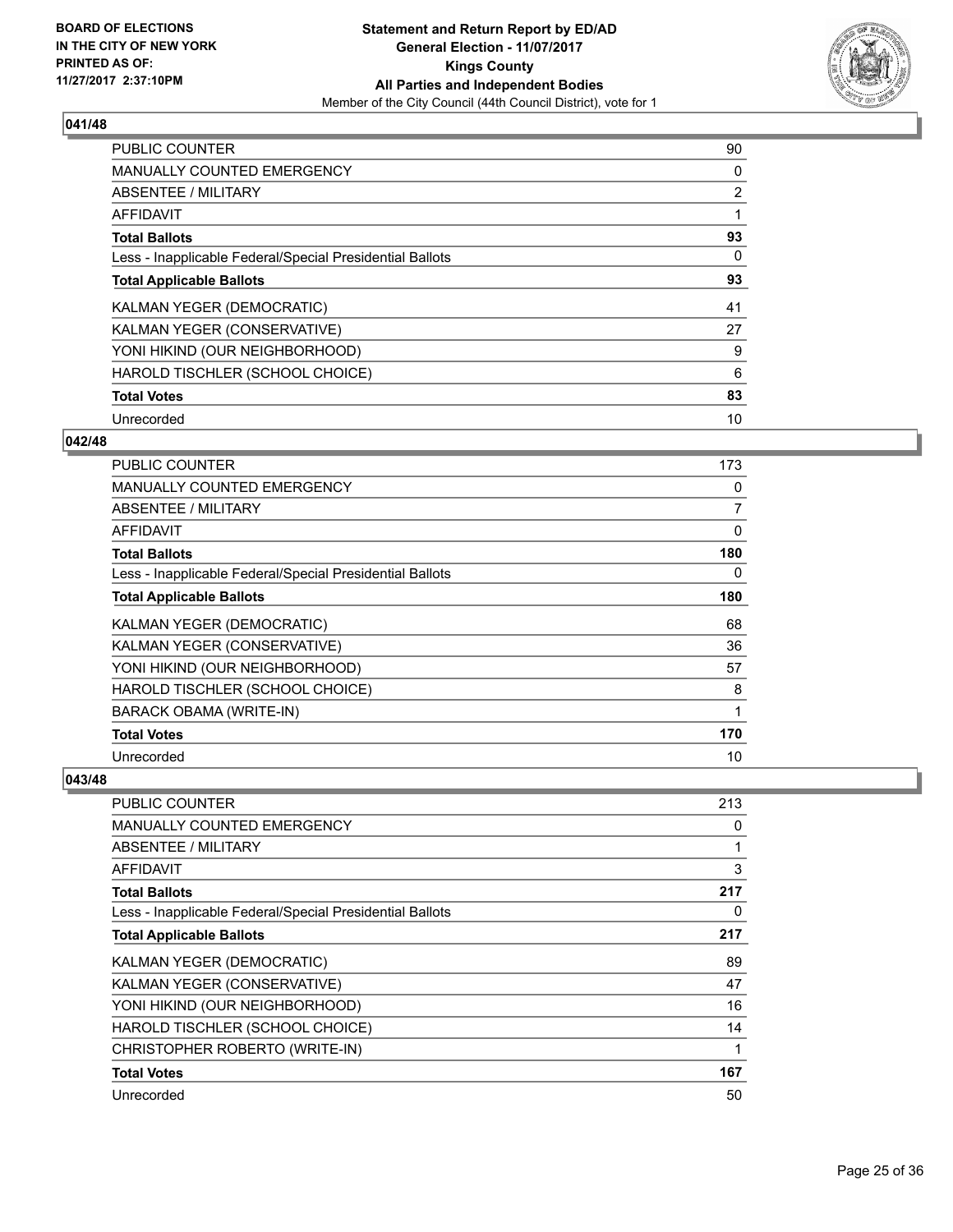## 041/48

| | |
|---|---|
| PUBLIC COUNTER | 90 |
| MANUALLY COUNTED EMERGENCY | 0 |
| ABSENTEE / MILITARY | 2 |
| AFFIDAVIT | 1 |
| **Total Ballots** | **93** |
| Less - Inapplicable Federal/Special Presidential Ballots | 0 |
| **Total Applicable Ballots** | **93** |
| KALMAN YEGER (DEMOCRATIC) | 41 |
| KALMAN YEGER (CONSERVATIVE) | 27 |
| YONI HIKIND (OUR NEIGHBORHOOD) | 9 |
| HAROLD TISCHLER (SCHOOL CHOICE) | 6 |
| **Total Votes** | **83** |
| Unrecorded | 10 |

## 042/48

| | |
|---|---|
| PUBLIC COUNTER | 173 |
| MANUALLY COUNTED EMERGENCY | 0 |
| ABSENTEE / MILITARY | 7 |
| AFFIDAVIT | 0 |
| **Total Ballots** | **180** |
| Less - Inapplicable Federal/Special Presidential Ballots | 0 |
| **Total Applicable Ballots** | **180** |
| KALMAN YEGER (DEMOCRATIC) | 68 |
| KALMAN YEGER (CONSERVATIVE) | 36 |
| YONI HIKIND (OUR NEIGHBORHOOD) | 57 |
| HAROLD TISCHLER (SCHOOL CHOICE) | 8 |
| BARACK OBAMA (WRITE-IN) | 1 |
| **Total Votes** | **170** |
| Unrecorded | 10 |

## 043/48

| | |
|---|---|
| PUBLIC COUNTER | 213 |
| MANUALLY COUNTED EMERGENCY | 0 |
| ABSENTEE / MILITARY | 1 |
| AFFIDAVIT | 3 |
| **Total Ballots** | **217** |
| Less - Inapplicable Federal/Special Presidential Ballots | 0 |
| **Total Applicable Ballots** | **217** |
| KALMAN YEGER (DEMOCRATIC) | 89 |
| KALMAN YEGER (CONSERVATIVE) | 47 |
| YONI HIKIND (OUR NEIGHBORHOOD) | 16 |
| HAROLD TISCHLER (SCHOOL CHOICE) | 14 |
| CHRISTOPHER ROBERTO (WRITE-IN) | 1 |
| **Total Votes** | **167** |
| Unrecorded | 50 |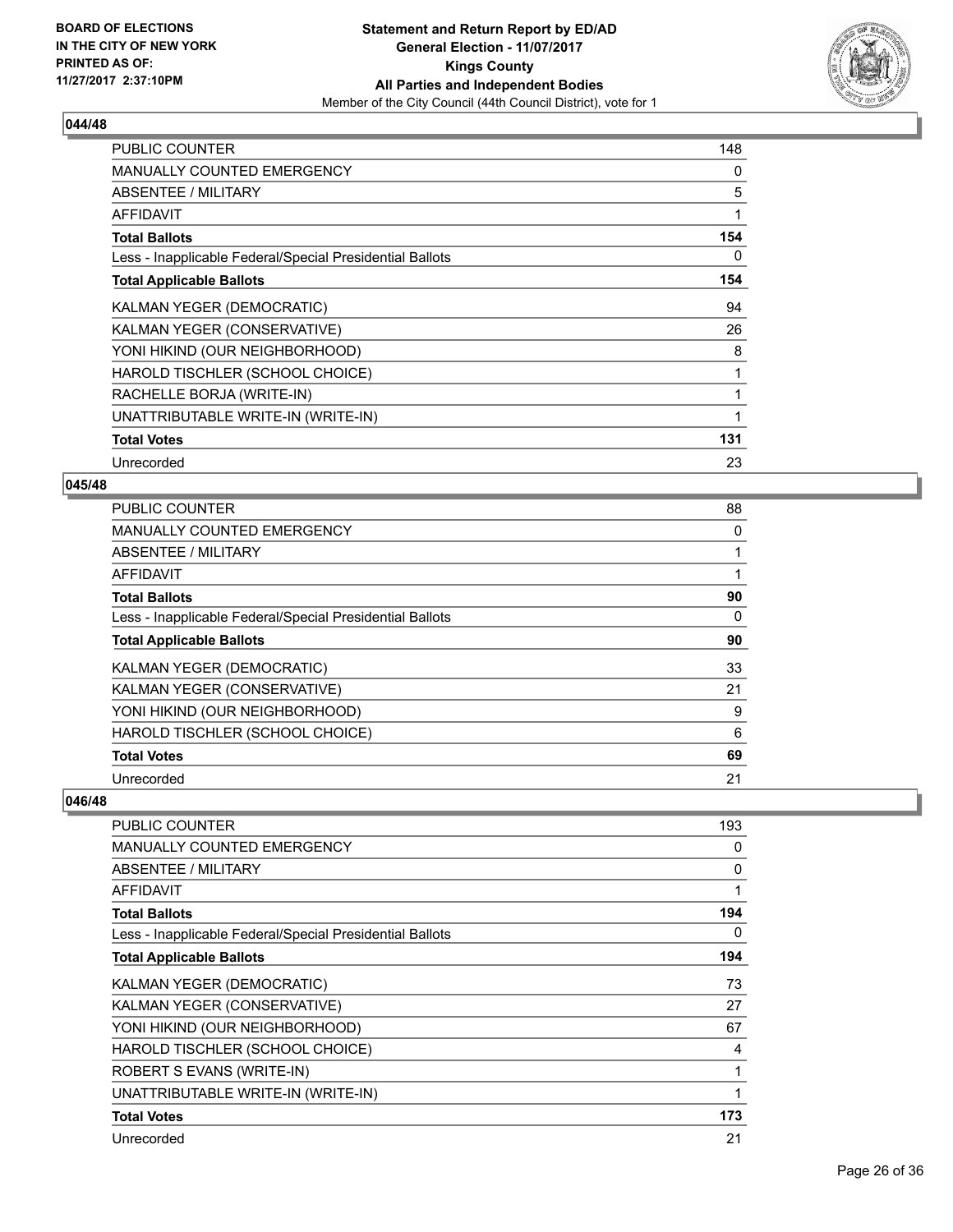**BOARD OF ELECTIONS IN THE CITY OF NEW YORK PRINTED AS OF: 11/27/2017 2:37:10PM**

**Statement and Return Report by ED/AD General Election - 11/07/2017 Kings County All Parties and Independent Bodies**
Member of the City Council (44th Council District), vote for 1

## 044/48

| | |
|---|---|
| PUBLIC COUNTER | 148 |
| MANUALLY COUNTED EMERGENCY | 0 |
| ABSENTEE / MILITARY | 5 |
| AFFIDAVIT | 1 |
| **Total Ballots** | **154** |
| Less - Inapplicable Federal/Special Presidential Ballots | 0 |
| **Total Applicable Ballots** | **154** |
| KALMAN YEGER (DEMOCRATIC) | 94 |
| KALMAN YEGER (CONSERVATIVE) | 26 |
| YONI HIKIND (OUR NEIGHBORHOOD) | 8 |
| HAROLD TISCHLER (SCHOOL CHOICE) | 1 |
| RACHELLE BORJA (WRITE-IN) | 1 |
| UNATTRIBUTABLE WRITE-IN (WRITE-IN) | 1 |
| **Total Votes** | **131** |
| Unrecorded | 23 |

## 045/48

| | |
|---|---|
| PUBLIC COUNTER | 88 |
| MANUALLY COUNTED EMERGENCY | 0 |
| ABSENTEE / MILITARY | 1 |
| AFFIDAVIT | 1 |
| **Total Ballots** | **90** |
| Less - Inapplicable Federal/Special Presidential Ballots | 0 |
| **Total Applicable Ballots** | **90** |
| KALMAN YEGER (DEMOCRATIC) | 33 |
| KALMAN YEGER (CONSERVATIVE) | 21 |
| YONI HIKIND (OUR NEIGHBORHOOD) | 9 |
| HAROLD TISCHLER (SCHOOL CHOICE) | 6 |
| **Total Votes** | **69** |
| Unrecorded | 21 |

## 046/48

| | |
|---|---|
| PUBLIC COUNTER | 193 |
| MANUALLY COUNTED EMERGENCY | 0 |
| ABSENTEE / MILITARY | 0 |
| AFFIDAVIT | 1 |
| **Total Ballots** | **194** |
| Less - Inapplicable Federal/Special Presidential Ballots | 0 |
| **Total Applicable Ballots** | **194** |
| KALMAN YEGER (DEMOCRATIC) | 73 |
| KALMAN YEGER (CONSERVATIVE) | 27 |
| YONI HIKIND (OUR NEIGHBORHOOD) | 67 |
| HAROLD TISCHLER (SCHOOL CHOICE) | 4 |
| ROBERT S EVANS (WRITE-IN) | 1 |
| UNATTRIBUTABLE WRITE-IN (WRITE-IN) | 1 |
| **Total Votes** | **173** |
| Unrecorded | 21 |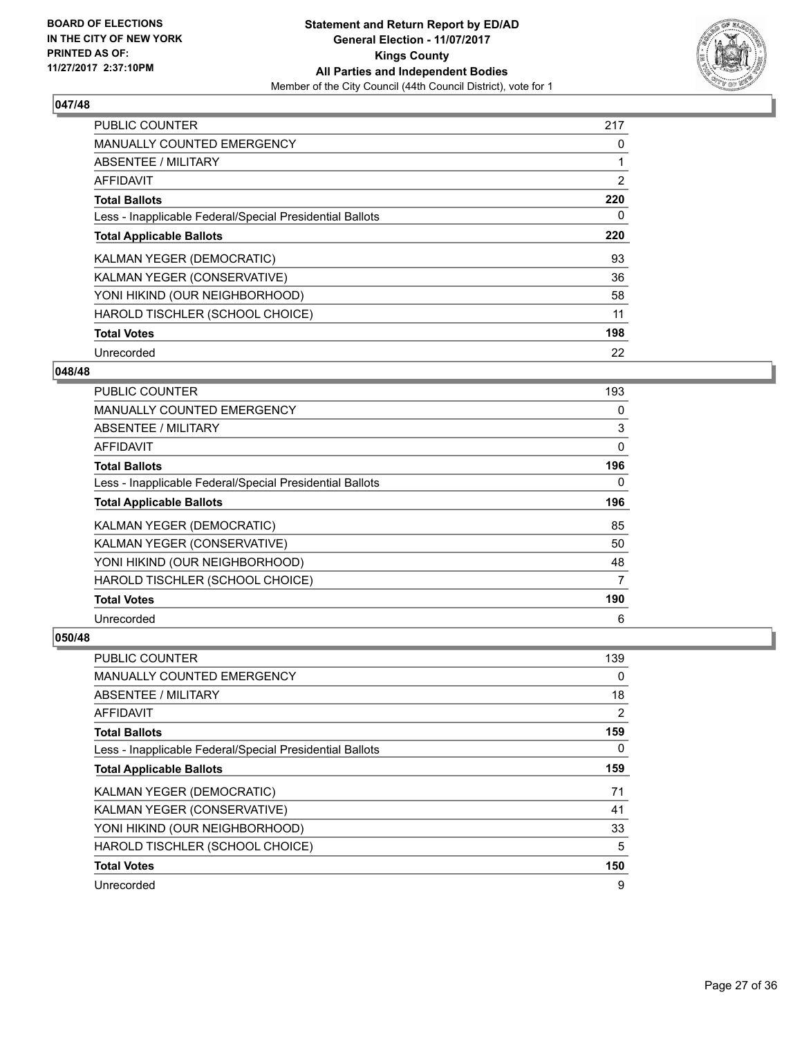**BOARD OF ELECTIONS IN THE CITY OF NEW YORK PRINTED AS OF: 11/27/2017 2:37:10PM**

**Statement and Return Report by ED/AD General Election - 11/07/2017 Kings County All Parties and Independent Bodies**
Member of the City Council (44th Council District), vote for 1

### 047/48

| | |
|---|---|
| PUBLIC COUNTER | 217 |
| MANUALLY COUNTED EMERGENCY | 0 |
| ABSENTEE / MILITARY | 1 |
| AFFIDAVIT | 2 |
| **Total Ballots** | **220** |
| Less - Inapplicable Federal/Special Presidential Ballots | 0 |
| **Total Applicable Ballots** | **220** |
| KALMAN YEGER (DEMOCRATIC) | 93 |
| KALMAN YEGER (CONSERVATIVE) | 36 |
| YONI HIKIND (OUR NEIGHBORHOOD) | 58 |
| HAROLD TISCHLER (SCHOOL CHOICE) | 11 |
| **Total Votes** | **198** |
| Unrecorded | 22 |

### 048/48

| | |
|---|---|
| PUBLIC COUNTER | 193 |
| MANUALLY COUNTED EMERGENCY | 0 |
| ABSENTEE / MILITARY | 3 |
| AFFIDAVIT | 0 |
| **Total Ballots** | **196** |
| Less - Inapplicable Federal/Special Presidential Ballots | 0 |
| **Total Applicable Ballots** | **196** |
| KALMAN YEGER (DEMOCRATIC) | 85 |
| KALMAN YEGER (CONSERVATIVE) | 50 |
| YONI HIKIND (OUR NEIGHBORHOOD) | 48 |
| HAROLD TISCHLER (SCHOOL CHOICE) | 7 |
| **Total Votes** | **190** |
| Unrecorded | 6 |

### 050/48

| | |
|---|---|
| PUBLIC COUNTER | 139 |
| MANUALLY COUNTED EMERGENCY | 0 |
| ABSENTEE / MILITARY | 18 |
| AFFIDAVIT | 2 |
| **Total Ballots** | **159** |
| Less - Inapplicable Federal/Special Presidential Ballots | 0 |
| **Total Applicable Ballots** | **159** |
| KALMAN YEGER (DEMOCRATIC) | 71 |
| KALMAN YEGER (CONSERVATIVE) | 41 |
| YONI HIKIND (OUR NEIGHBORHOOD) | 33 |
| HAROLD TISCHLER (SCHOOL CHOICE) | 5 |
| **Total Votes** | **150** |
| Unrecorded | 9 |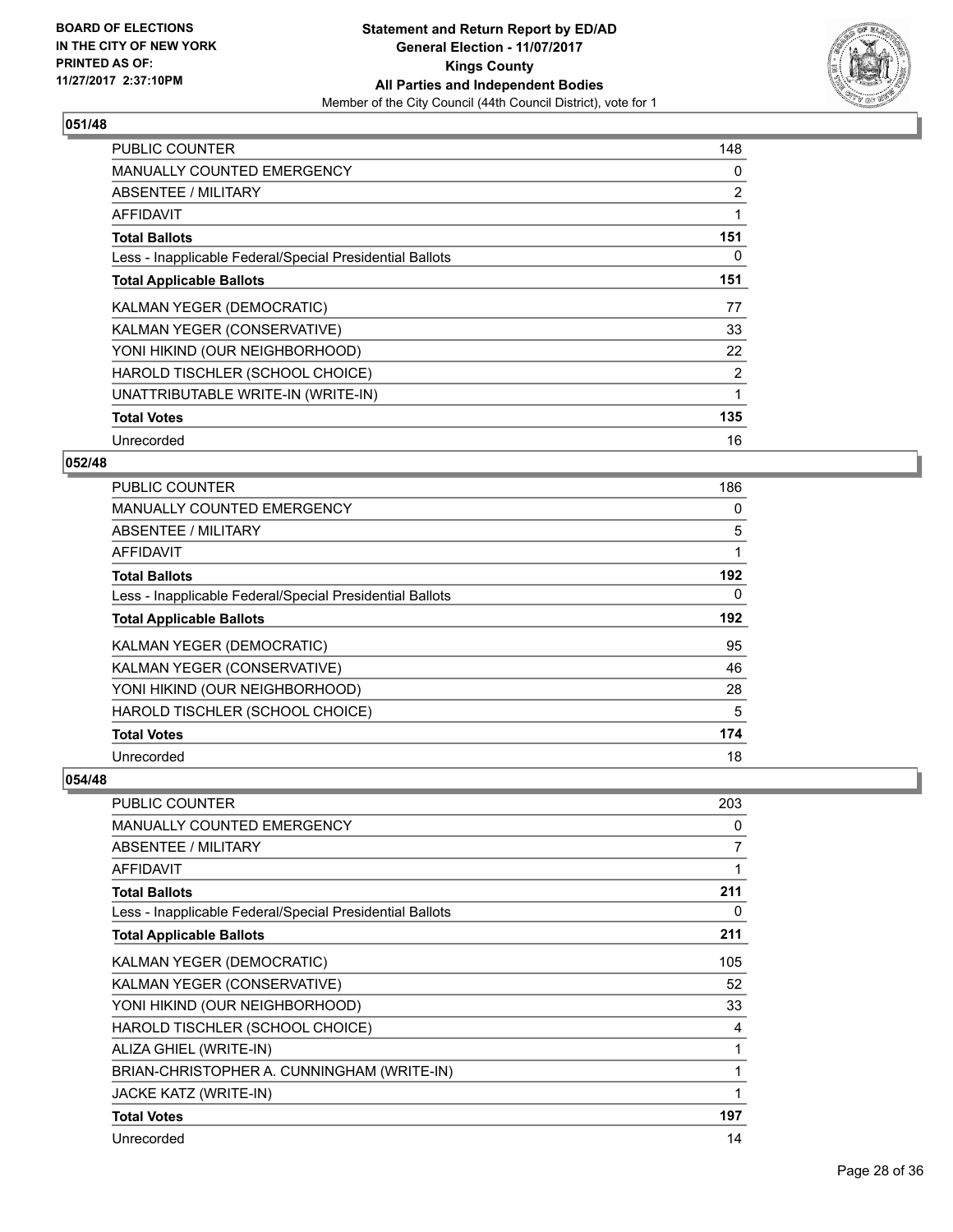**BOARD OF ELECTIONS IN THE CITY OF NEW YORK PRINTED AS OF: 11/27/2017 2:37:10PM**

**Statement and Return Report by ED/AD General Election - 11/07/2017 Kings County All Parties and Independent Bodies**

Member of the City Council (44th Council District), vote for 1

## 051/48

| | |
|---|---|
| PUBLIC COUNTER | 148 |
| MANUALLY COUNTED EMERGENCY | 0 |
| ABSENTEE / MILITARY | 2 |
| AFFIDAVIT | 1 |
| **Total Ballots** | **151** |
| Less - Inapplicable Federal/Special Presidential Ballots | 0 |
| **Total Applicable Ballots** | **151** |
| KALMAN YEGER (DEMOCRATIC) | 77 |
| KALMAN YEGER (CONSERVATIVE) | 33 |
| YONI HIKIND (OUR NEIGHBORHOOD) | 22 |
| HAROLD TISCHLER (SCHOOL CHOICE) | 2 |
| UNATTRIBUTABLE WRITE-IN (WRITE-IN) | 1 |
| **Total Votes** | **135** |
| Unrecorded | 16 |

## 052/48

| | |
|---|---|
| PUBLIC COUNTER | 186 |
| MANUALLY COUNTED EMERGENCY | 0 |
| ABSENTEE / MILITARY | 5 |
| AFFIDAVIT | 1 |
| **Total Ballots** | **192** |
| Less - Inapplicable Federal/Special Presidential Ballots | 0 |
| **Total Applicable Ballots** | **192** |
| KALMAN YEGER (DEMOCRATIC) | 95 |
| KALMAN YEGER (CONSERVATIVE) | 46 |
| YONI HIKIND (OUR NEIGHBORHOOD) | 28 |
| HAROLD TISCHLER (SCHOOL CHOICE) | 5 |
| **Total Votes** | **174** |
| Unrecorded | 18 |

## 054/48

| | |
|---|---|
| PUBLIC COUNTER | 203 |
| MANUALLY COUNTED EMERGENCY | 0 |
| ABSENTEE / MILITARY | 7 |
| AFFIDAVIT | 1 |
| **Total Ballots** | **211** |
| Less - Inapplicable Federal/Special Presidential Ballots | 0 |
| **Total Applicable Ballots** | **211** |
| KALMAN YEGER (DEMOCRATIC) | 105 |
| KALMAN YEGER (CONSERVATIVE) | 52 |
| YONI HIKIND (OUR NEIGHBORHOOD) | 33 |
| HAROLD TISCHLER (SCHOOL CHOICE) | 4 |
| ALIZA GHIEL (WRITE-IN) | 1 |
| BRIAN-CHRISTOPHER A. CUNNINGHAM (WRITE-IN) | 1 |
| JACKE KATZ (WRITE-IN) | 1 |
| **Total Votes** | **197** |
| Unrecorded | 14 |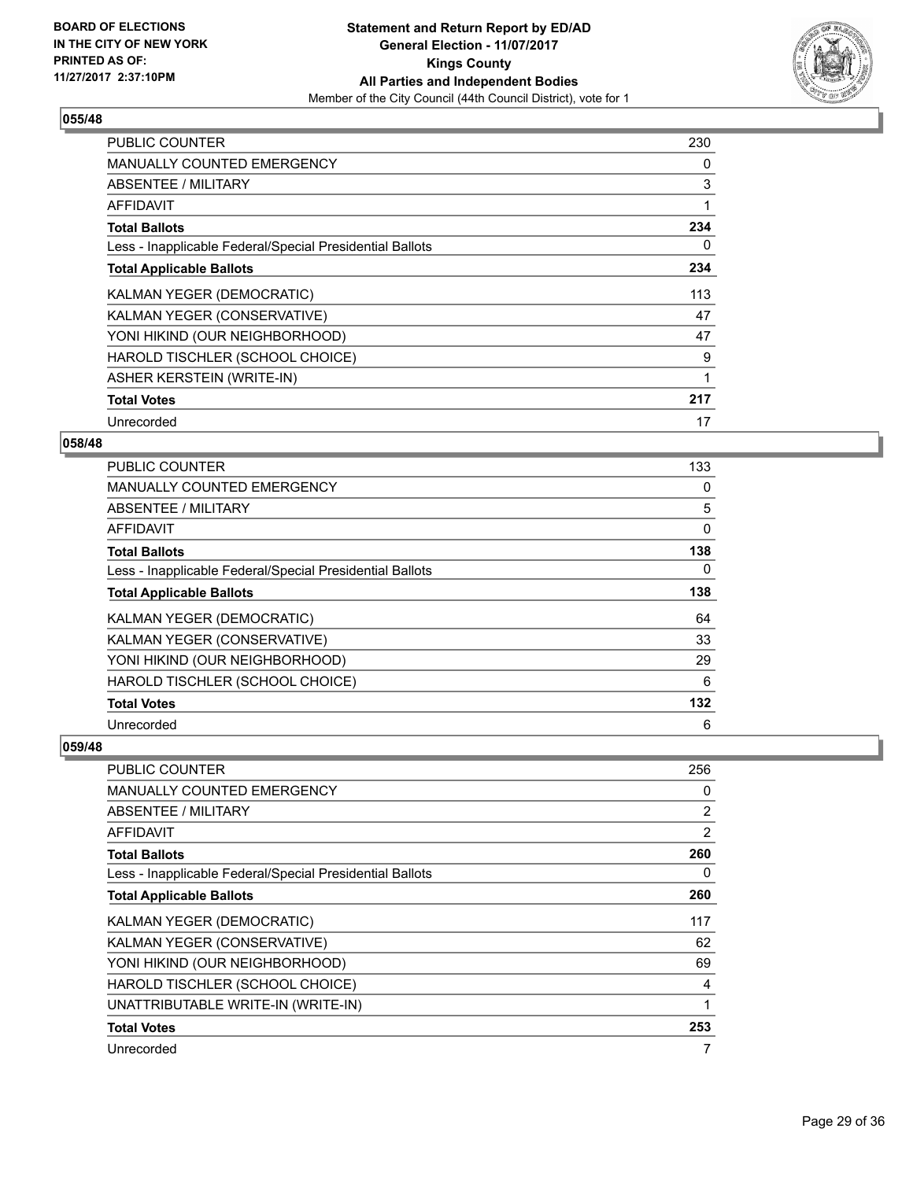### 055/48

| | |
|---|---|
| PUBLIC COUNTER | 230 |
| MANUALLY COUNTED EMERGENCY | 0 |
| ABSENTEE / MILITARY | 3 |
| AFFIDAVIT | 1 |
| **Total Ballots** | **234** |
| Less - Inapplicable Federal/Special Presidential Ballots | 0 |
| **Total Applicable Ballots** | **234** |
| KALMAN YEGER (DEMOCRATIC) | 113 |
| KALMAN YEGER (CONSERVATIVE) | 47 |
| YONI HIKIND (OUR NEIGHBORHOOD) | 47 |
| HAROLD TISCHLER (SCHOOL CHOICE) | 9 |
| ASHER KERSTEIN (WRITE-IN) | 1 |
| **Total Votes** | **217** |
| Unrecorded | 17 |

### 058/48

| | |
|---|---|
| PUBLIC COUNTER | 133 |
| MANUALLY COUNTED EMERGENCY | 0 |
| ABSENTEE / MILITARY | 5 |
| AFFIDAVIT | 0 |
| **Total Ballots** | **138** |
| Less - Inapplicable Federal/Special Presidential Ballots | 0 |
| **Total Applicable Ballots** | **138** |
| KALMAN YEGER (DEMOCRATIC) | 64 |
| KALMAN YEGER (CONSERVATIVE) | 33 |
| YONI HIKIND (OUR NEIGHBORHOOD) | 29 |
| HAROLD TISCHLER (SCHOOL CHOICE) | 6 |
| **Total Votes** | **132** |
| Unrecorded | 6 |

### 059/48

| | |
|---|---|
| PUBLIC COUNTER | 256 |
| MANUALLY COUNTED EMERGENCY | 0 |
| ABSENTEE / MILITARY | 2 |
| AFFIDAVIT | 2 |
| **Total Ballots** | **260** |
| Less - Inapplicable Federal/Special Presidential Ballots | 0 |
| **Total Applicable Ballots** | **260** |
| KALMAN YEGER (DEMOCRATIC) | 117 |
| KALMAN YEGER (CONSERVATIVE) | 62 |
| YONI HIKIND (OUR NEIGHBORHOOD) | 69 |
| HAROLD TISCHLER (SCHOOL CHOICE) | 4 |
| UNATTRIBUTABLE WRITE-IN (WRITE-IN) | 1 |
| **Total Votes** | **253** |
| Unrecorded | 7 |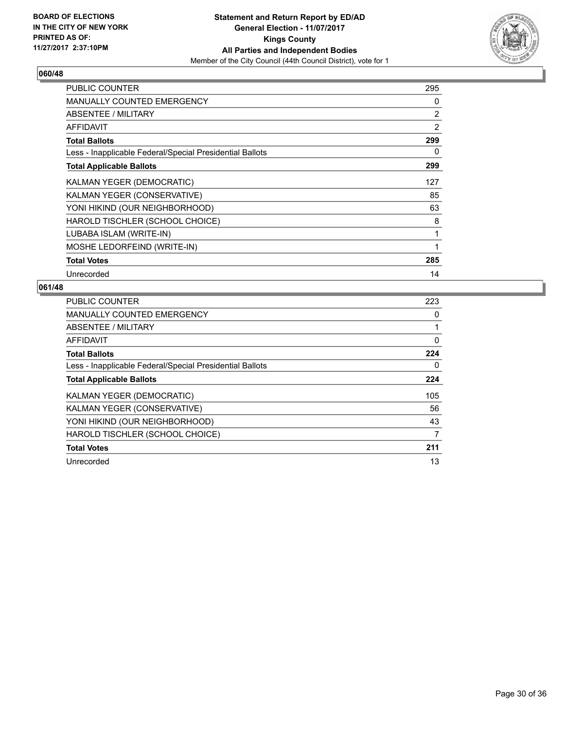**BOARD OF ELECTIONS IN THE CITY OF NEW YORK PRINTED AS OF: 11/27/2017 2:37:10PM**

**Statement and Return Report by ED/AD**
**General Election - 11/07/2017**
**Kings County**
**All Parties and Independent Bodies**
Member of the City Council (44th Council District), vote for 1

### 060/48

| | |
|---|---|
| PUBLIC COUNTER | 295 |
| MANUALLY COUNTED EMERGENCY | 0 |
| ABSENTEE / MILITARY | 2 |
| AFFIDAVIT | 2 |
| **Total Ballots** | **299** |
| Less - Inapplicable Federal/Special Presidential Ballots | 0 |
| **Total Applicable Ballots** | **299** |
| KALMAN YEGER (DEMOCRATIC) | 127 |
| KALMAN YEGER (CONSERVATIVE) | 85 |
| YONI HIKIND (OUR NEIGHBORHOOD) | 63 |
| HAROLD TISCHLER (SCHOOL CHOICE) | 8 |
| LUBABA ISLAM (WRITE-IN) | 1 |
| MOSHE LEDORFEIND (WRITE-IN) | 1 |
| **Total Votes** | **285** |
| Unrecorded | 14 |

### 061/48

| | |
|---|---|
| PUBLIC COUNTER | 223 |
| MANUALLY COUNTED EMERGENCY | 0 |
| ABSENTEE / MILITARY | 1 |
| AFFIDAVIT | 0 |
| **Total Ballots** | **224** |
| Less - Inapplicable Federal/Special Presidential Ballots | 0 |
| **Total Applicable Ballots** | **224** |
| KALMAN YEGER (DEMOCRATIC) | 105 |
| KALMAN YEGER (CONSERVATIVE) | 56 |
| YONI HIKIND (OUR NEIGHBORHOOD) | 43 |
| HAROLD TISCHLER (SCHOOL CHOICE) | 7 |
| **Total Votes** | **211** |
| Unrecorded | 13 |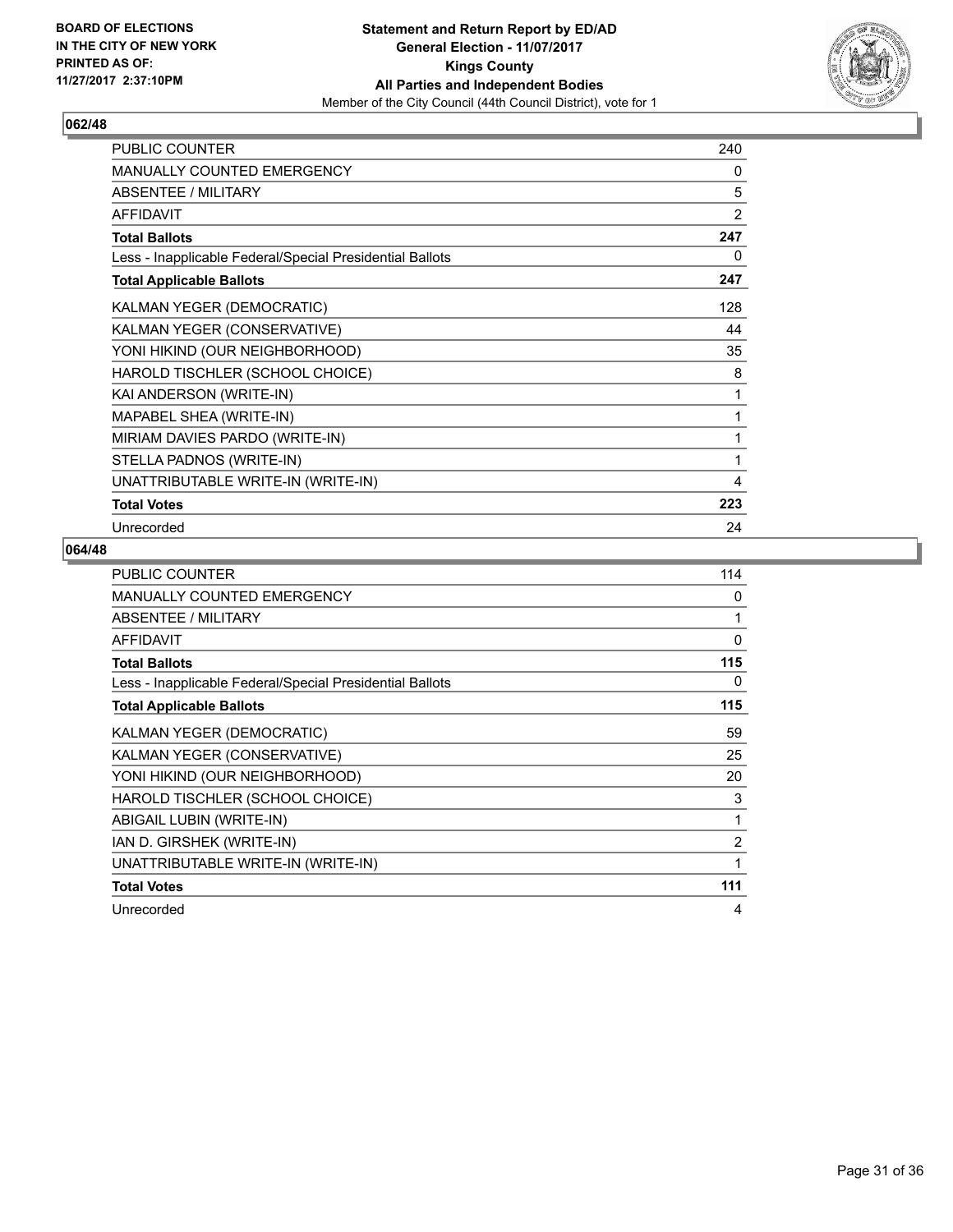BOARD OF ELECTIONS
IN THE CITY OF NEW YORK
PRINTED AS OF:
11/27/2017 2:37:10PM

**Statement and Return Report by ED/AD**
**General Election - 11/07/2017**
**Kings County**
**All Parties and Independent Bodies**
Member of the City Council (44th Council District), vote for 1

## 062/48

| | |
|---|---|
| PUBLIC COUNTER | 240 |
| MANUALLY COUNTED EMERGENCY | 0 |
| ABSENTEE / MILITARY | 5 |
| AFFIDAVIT | 2 |
| **Total Ballots** | **247** |
| Less - Inapplicable Federal/Special Presidential Ballots | 0 |
| **Total Applicable Ballots** | **247** |
| KALMAN YEGER (DEMOCRATIC) | 128 |
| KALMAN YEGER (CONSERVATIVE) | 44 |
| YONI HIKIND (OUR NEIGHBORHOOD) | 35 |
| HAROLD TISCHLER (SCHOOL CHOICE) | 8 |
| KAI ANDERSON (WRITE-IN) | 1 |
| MAPABEL SHEA (WRITE-IN) | 1 |
| MIRIAM DAVIES PARDO (WRITE-IN) | 1 |
| STELLA PADNOS (WRITE-IN) | 1 |
| UNATTRIBUTABLE WRITE-IN (WRITE-IN) | 4 |
| **Total Votes** | **223** |
| Unrecorded | 24 |

## 064/48

| | |
|---|---|
| PUBLIC COUNTER | 114 |
| MANUALLY COUNTED EMERGENCY | 0 |
| ABSENTEE / MILITARY | 1 |
| AFFIDAVIT | 0 |
| **Total Ballots** | **115** |
| Less - Inapplicable Federal/Special Presidential Ballots | 0 |
| **Total Applicable Ballots** | **115** |
| KALMAN YEGER (DEMOCRATIC) | 59 |
| KALMAN YEGER (CONSERVATIVE) | 25 |
| YONI HIKIND (OUR NEIGHBORHOOD) | 20 |
| HAROLD TISCHLER (SCHOOL CHOICE) | 3 |
| ABIGAIL LUBIN (WRITE-IN) | 1 |
| IAN D. GIRSHEK (WRITE-IN) | 2 |
| UNATTRIBUTABLE WRITE-IN (WRITE-IN) | 1 |
| **Total Votes** | **111** |
| Unrecorded | 4 |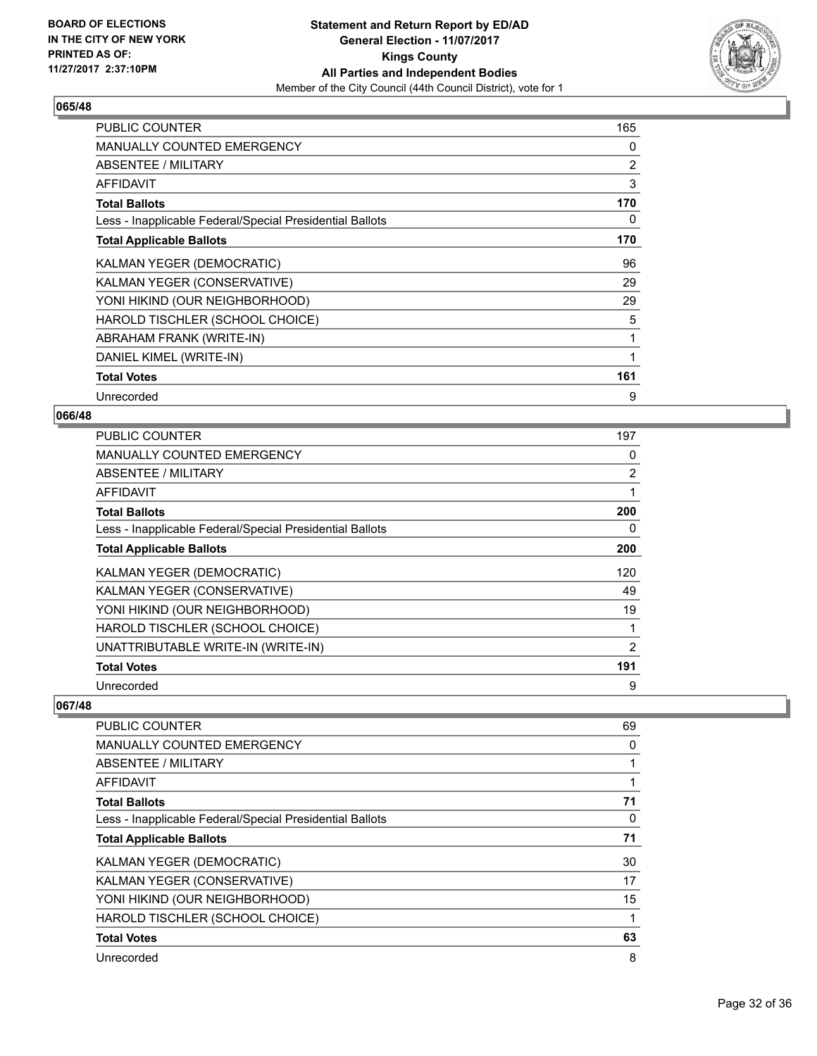**BOARD OF ELECTIONS IN THE CITY OF NEW YORK PRINTED AS OF: 11/27/2017 2:37:10PM**

**Statement and Return Report by ED/AD**
**General Election - 11/07/2017**
**Kings County**
**All Parties and Independent Bodies**
Member of the City Council (44th Council District), vote for 1

### 065/48

| | |
|---|---|
| PUBLIC COUNTER | 165 |
| MANUALLY COUNTED EMERGENCY | 0 |
| ABSENTEE / MILITARY | 2 |
| AFFIDAVIT | 3 |
| **Total Ballots** | **170** |
| Less - Inapplicable Federal/Special Presidential Ballots | 0 |
| **Total Applicable Ballots** | **170** |
| KALMAN YEGER (DEMOCRATIC) | 96 |
| KALMAN YEGER (CONSERVATIVE) | 29 |
| YONI HIKIND (OUR NEIGHBORHOOD) | 29 |
| HAROLD TISCHLER (SCHOOL CHOICE) | 5 |
| ABRAHAM FRANK (WRITE-IN) | 1 |
| DANIEL KIMEL (WRITE-IN) | 1 |
| **Total Votes** | **161** |
| Unrecorded | 9 |

### 066/48

| | |
|---|---|
| PUBLIC COUNTER | 197 |
| MANUALLY COUNTED EMERGENCY | 0 |
| ABSENTEE / MILITARY | 2 |
| AFFIDAVIT | 1 |
| **Total Ballots** | **200** |
| Less - Inapplicable Federal/Special Presidential Ballots | 0 |
| **Total Applicable Ballots** | **200** |
| KALMAN YEGER (DEMOCRATIC) | 120 |
| KALMAN YEGER (CONSERVATIVE) | 49 |
| YONI HIKIND (OUR NEIGHBORHOOD) | 19 |
| HAROLD TISCHLER (SCHOOL CHOICE) | 1 |
| UNATTRIBUTABLE WRITE-IN (WRITE-IN) | 2 |
| **Total Votes** | **191** |
| Unrecorded | 9 |

### 067/48

| | |
|---|---|
| PUBLIC COUNTER | 69 |
| MANUALLY COUNTED EMERGENCY | 0 |
| ABSENTEE / MILITARY | 1 |
| AFFIDAVIT | 1 |
| **Total Ballots** | **71** |
| Less - Inapplicable Federal/Special Presidential Ballots | 0 |
| **Total Applicable Ballots** | **71** |
| KALMAN YEGER (DEMOCRATIC) | 30 |
| KALMAN YEGER (CONSERVATIVE) | 17 |
| YONI HIKIND (OUR NEIGHBORHOOD) | 15 |
| HAROLD TISCHLER (SCHOOL CHOICE) | 1 |
| **Total Votes** | **63** |
| Unrecorded | 8 |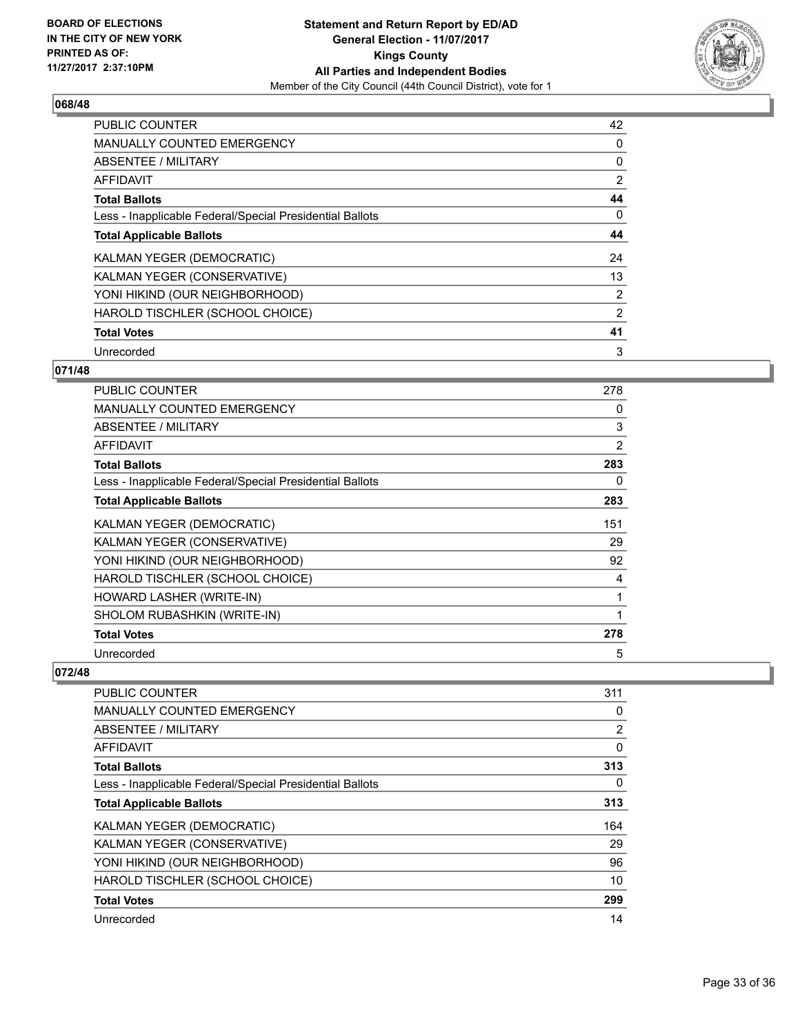**BOARD OF ELECTIONS IN THE CITY OF NEW YORK PRINTED AS OF: 11/27/2017 2:37:10PM**

**Statement and Return Report by ED/AD**
**General Election - 11/07/2017**
**Kings County**
**All Parties and Independent Bodies**
Member of the City Council (44th Council District), vote for 1

### 068/48

| | |
|---|---|
| PUBLIC COUNTER | 42 |
| MANUALLY COUNTED EMERGENCY | 0 |
| ABSENTEE / MILITARY | 0 |
| AFFIDAVIT | 2 |
| **Total Ballots** | **44** |
| Less - Inapplicable Federal/Special Presidential Ballots | 0 |
| **Total Applicable Ballots** | **44** |
| KALMAN YEGER (DEMOCRATIC) | 24 |
| KALMAN YEGER (CONSERVATIVE) | 13 |
| YONI HIKIND (OUR NEIGHBORHOOD) | 2 |
| HAROLD TISCHLER (SCHOOL CHOICE) | 2 |
| **Total Votes** | **41** |
| Unrecorded | 3 |

### 071/48

| | |
|---|---|
| PUBLIC COUNTER | 278 |
| MANUALLY COUNTED EMERGENCY | 0 |
| ABSENTEE / MILITARY | 3 |
| AFFIDAVIT | 2 |
| **Total Ballots** | **283** |
| Less - Inapplicable Federal/Special Presidential Ballots | 0 |
| **Total Applicable Ballots** | **283** |
| KALMAN YEGER (DEMOCRATIC) | 151 |
| KALMAN YEGER (CONSERVATIVE) | 29 |
| YONI HIKIND (OUR NEIGHBORHOOD) | 92 |
| HAROLD TISCHLER (SCHOOL CHOICE) | 4 |
| HOWARD LASHER (WRITE-IN) | 1 |
| SHOLOM RUBASHKIN (WRITE-IN) | 1 |
| **Total Votes** | **278** |
| Unrecorded | 5 |

### 072/48

| | |
|---|---|
| PUBLIC COUNTER | 311 |
| MANUALLY COUNTED EMERGENCY | 0 |
| ABSENTEE / MILITARY | 2 |
| AFFIDAVIT | 0 |
| **Total Ballots** | **313** |
| Less - Inapplicable Federal/Special Presidential Ballots | 0 |
| **Total Applicable Ballots** | **313** |
| KALMAN YEGER (DEMOCRATIC) | 164 |
| KALMAN YEGER (CONSERVATIVE) | 29 |
| YONI HIKIND (OUR NEIGHBORHOOD) | 96 |
| HAROLD TISCHLER (SCHOOL CHOICE) | 10 |
| **Total Votes** | **299** |
| Unrecorded | 14 |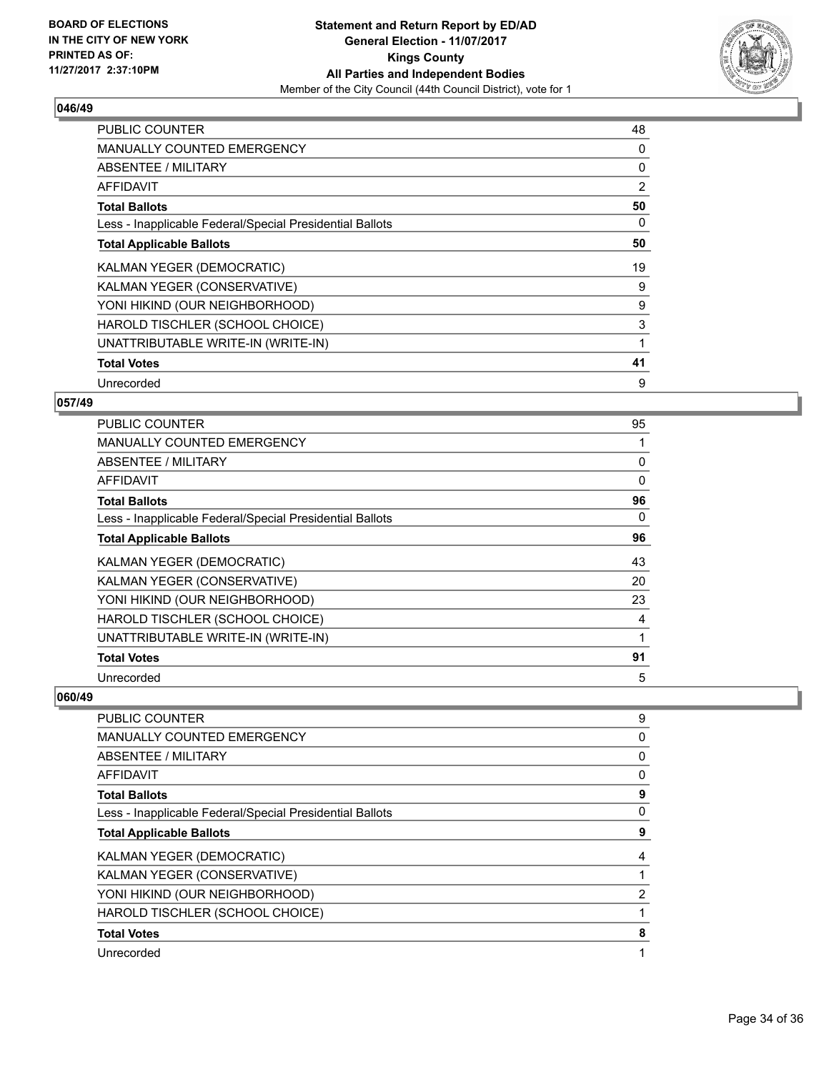**BOARD OF ELECTIONS IN THE CITY OF NEW YORK PRINTED AS OF: 11/27/2017 2:37:10PM**

**Statement and Return Report by ED/AD**
**General Election - 11/07/2017**
**Kings County**
**All Parties and Independent Bodies**
Member of the City Council (44th Council District), vote for 1

### 046/49

| | |
|---|---|
| PUBLIC COUNTER | 48 |
| MANUALLY COUNTED EMERGENCY | 0 |
| ABSENTEE / MILITARY | 0 |
| AFFIDAVIT | 2 |
| **Total Ballots** | **50** |
| Less - Inapplicable Federal/Special Presidential Ballots | 0 |
| **Total Applicable Ballots** | **50** |
| KALMAN YEGER (DEMOCRATIC) | 19 |
| KALMAN YEGER (CONSERVATIVE) | 9 |
| YONI HIKIND (OUR NEIGHBORHOOD) | 9 |
| HAROLD TISCHLER (SCHOOL CHOICE) | 3 |
| UNATTRIBUTABLE WRITE-IN (WRITE-IN) | 1 |
| **Total Votes** | **41** |
| Unrecorded | 9 |

### 057/49

| | |
|---|---|
| PUBLIC COUNTER | 95 |
| MANUALLY COUNTED EMERGENCY | 1 |
| ABSENTEE / MILITARY | 0 |
| AFFIDAVIT | 0 |
| **Total Ballots** | **96** |
| Less - Inapplicable Federal/Special Presidential Ballots | 0 |
| **Total Applicable Ballots** | **96** |
| KALMAN YEGER (DEMOCRATIC) | 43 |
| KALMAN YEGER (CONSERVATIVE) | 20 |
| YONI HIKIND (OUR NEIGHBORHOOD) | 23 |
| HAROLD TISCHLER (SCHOOL CHOICE) | 4 |
| UNATTRIBUTABLE WRITE-IN (WRITE-IN) | 1 |
| **Total Votes** | **91** |
| Unrecorded | 5 |

### 060/49

| | |
|---|---|
| PUBLIC COUNTER | 9 |
| MANUALLY COUNTED EMERGENCY | 0 |
| ABSENTEE / MILITARY | 0 |
| AFFIDAVIT | 0 |
| **Total Ballots** | **9** |
| Less - Inapplicable Federal/Special Presidential Ballots | 0 |
| **Total Applicable Ballots** | **9** |
| KALMAN YEGER (DEMOCRATIC) | 4 |
| KALMAN YEGER (CONSERVATIVE) | 1 |
| YONI HIKIND (OUR NEIGHBORHOOD) | 2 |
| HAROLD TISCHLER (SCHOOL CHOICE) | 1 |
| **Total Votes** | **8** |
| Unrecorded | 1 |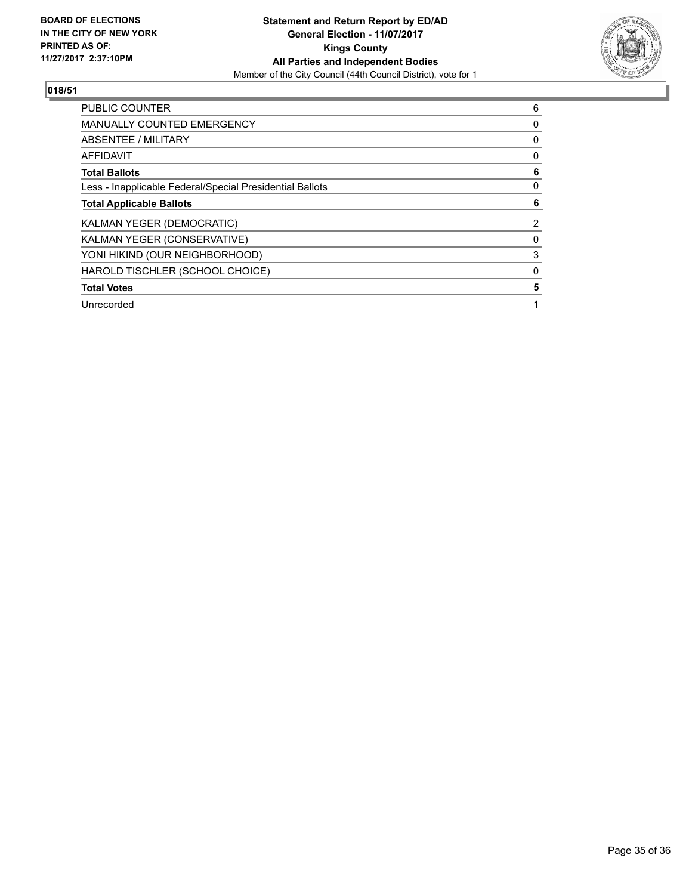**BOARD OF ELECTIONS IN THE CITY OF NEW YORK PRINTED AS OF: 11/27/2017 2:37:10PM**

**Statement and Return Report by ED/AD**
**General Election - 11/07/2017**
**Kings County**
**All Parties and Independent Bodies**
Member of the City Council (44th Council District), vote for 1

## 018/51

| | |
|---|---|
| PUBLIC COUNTER | 6 |
| MANUALLY COUNTED EMERGENCY | 0 |
| ABSENTEE / MILITARY | 0 |
| AFFIDAVIT | 0 |
| **Total Ballots** | **6** |
| Less - Inapplicable Federal/Special Presidential Ballots | 0 |
| **Total Applicable Ballots** | **6** |
| KALMAN YEGER (DEMOCRATIC) | 2 |
| KALMAN YEGER (CONSERVATIVE) | 0 |
| YONI HIKIND (OUR NEIGHBORHOOD) | 3 |
| HAROLD TISCHLER (SCHOOL CHOICE) | 0 |
| **Total Votes** | **5** |
| Unrecorded | 1 |